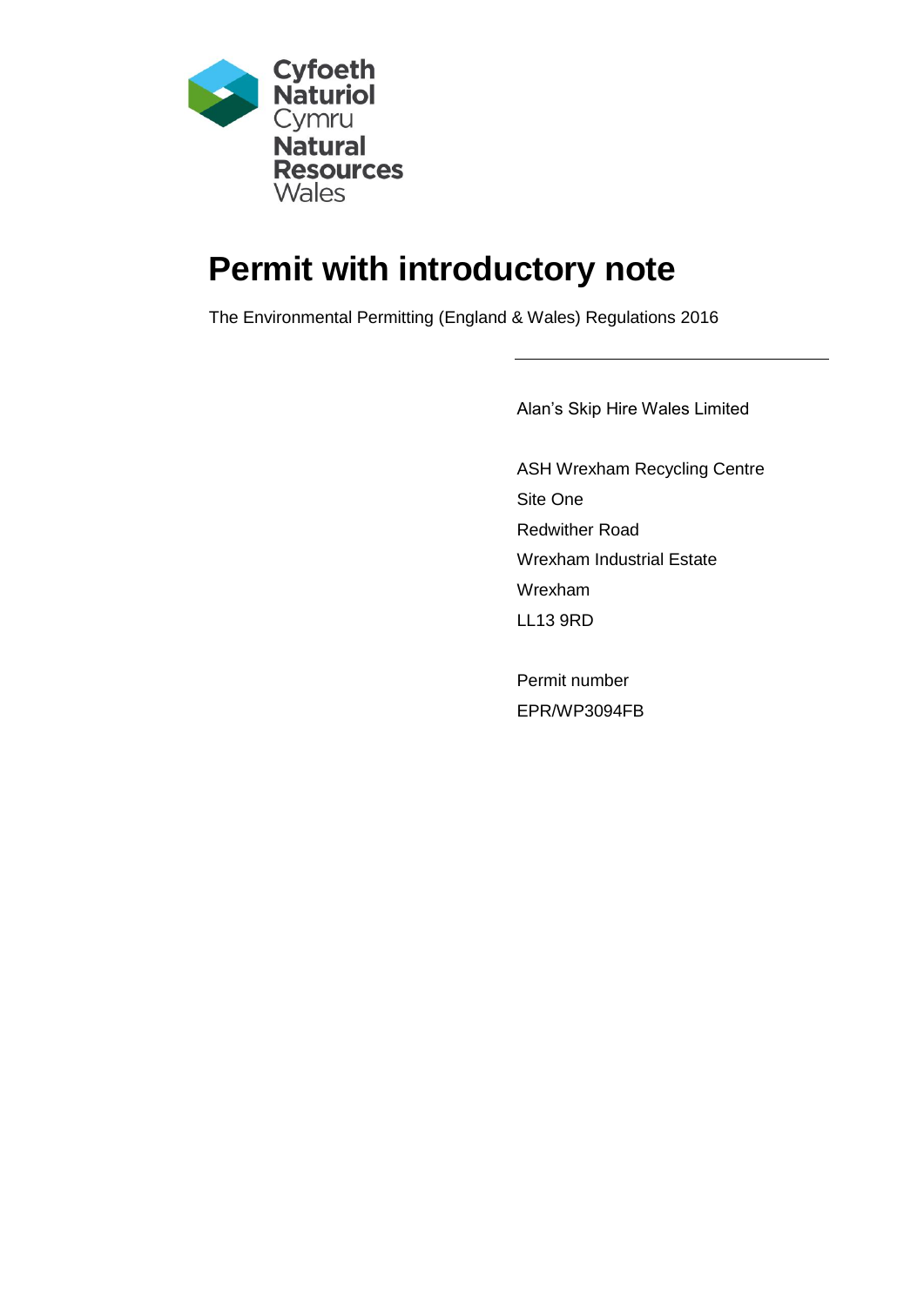Cyfoeth Naturiol Cymru
Natural Resources Wales

# Permit with introductory note

The Environmental Permitting (England & Wales) Regulations 2016

Alan's Skip Hire Wales Limited

ASH Wrexham Recycling Centre
Site One
Redwither Road
Wrexham Industrial Estate
Wrexham
LL13 9RD

Permit number
EPR/WP3094FB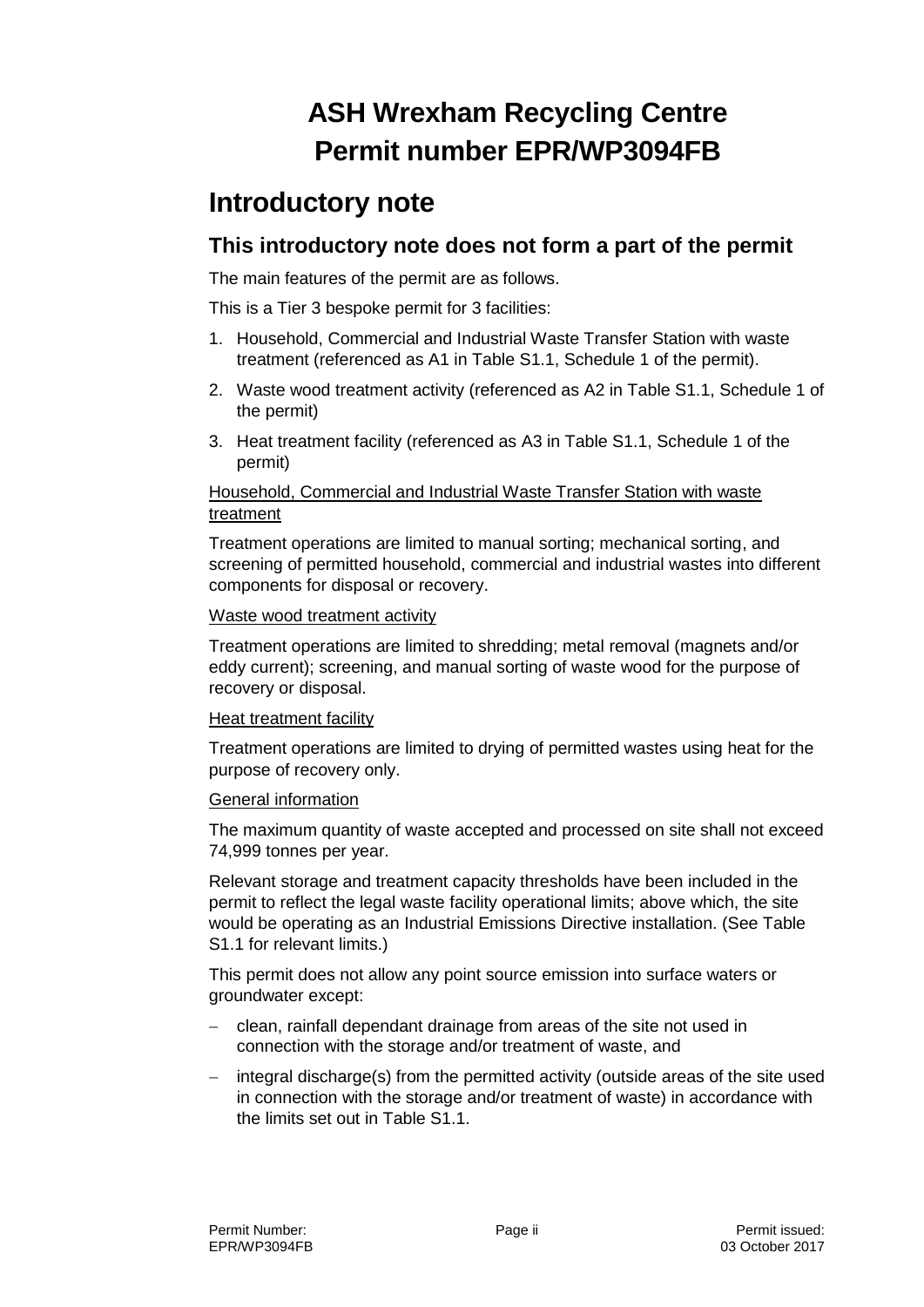# ASH Wrexham Recycling Centre
# Permit number EPR/WP3094FB

## Introductory note

### This introductory note does not form a part of the permit

The main features of the permit are as follows.

This is a Tier 3 bespoke permit for 3 facilities:

1. Household, Commercial and Industrial Waste Transfer Station with waste treatment (referenced as A1 in Table S1.1, Schedule 1 of the permit).
2. Waste wood treatment activity (referenced as A2 in Table S1.1, Schedule 1 of the permit)
3. Heat treatment facility (referenced as A3 in Table S1.1, Schedule 1 of the permit)

Household, Commercial and Industrial Waste Transfer Station with waste treatment

Treatment operations are limited to manual sorting; mechanical sorting, and screening of permitted household, commercial and industrial wastes into different components for disposal or recovery.

Waste wood treatment activity

Treatment operations are limited to shredding; metal removal (magnets and/or eddy current); screening, and manual sorting of waste wood for the purpose of recovery or disposal.

Heat treatment facility

Treatment operations are limited to drying of permitted wastes using heat for the purpose of recovery only.

General information

The maximum quantity of waste accepted and processed on site shall not exceed 74,999 tonnes per year.

Relevant storage and treatment capacity thresholds have been included in the permit to reflect the legal waste facility operational limits; above which, the site would be operating as an Industrial Emissions Directive installation. (See Table S1.1 for relevant limits.)

This permit does not allow any point source emission into surface waters or groundwater except:

- clean, rainfall dependant drainage from areas of the site not used in connection with the storage and/or treatment of waste, and
- integral discharge(s) from the permitted activity (outside areas of the site used in connection with the storage and/or treatment of waste) in accordance with the limits set out in Table S1.1.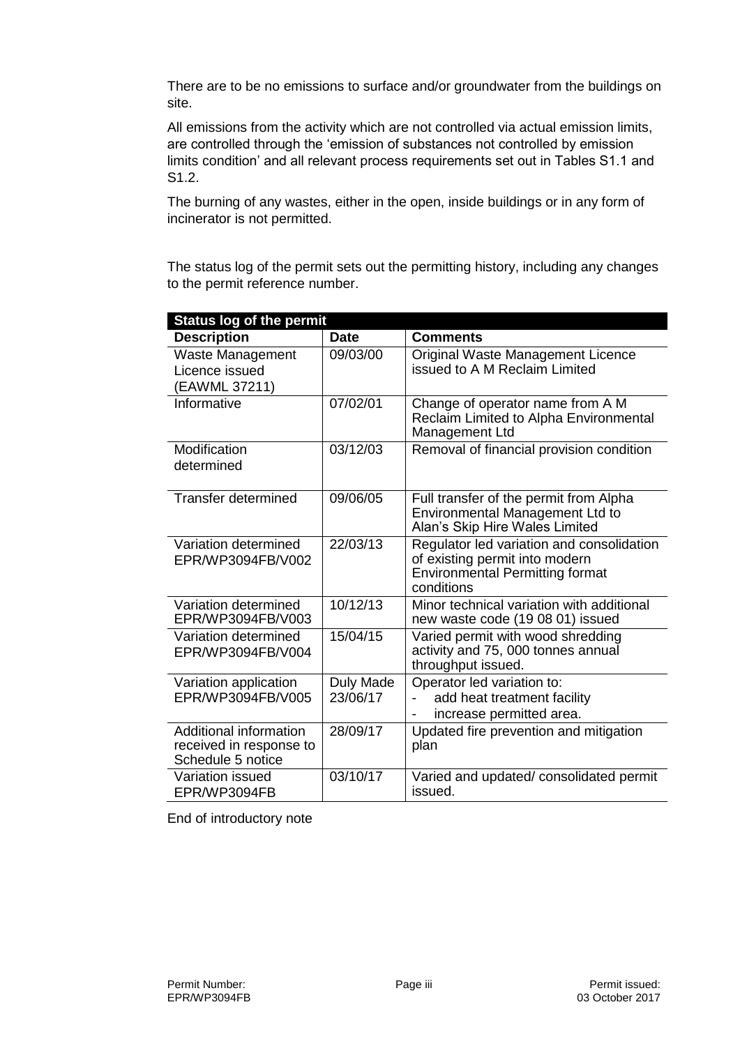There are to be no emissions to surface and/or groundwater from the buildings on site.

All emissions from the activity which are not controlled via actual emission limits, are controlled through the 'emission of substances not controlled by emission limits condition' and all relevant process requirements set out in Tables S1.1 and S1.2.

The burning of any wastes, either in the open, inside buildings or in any form of incinerator is not permitted.

The status log of the permit sets out the permitting history, including any changes to the permit reference number.

| **Status log of the permit** | | |
|---|---|---|
| **Description** | **Date** | **Comments** |
| Waste Management Licence issued (EAWML 37211) | 09/03/00 | Original Waste Management Licence issued to A M Reclaim Limited |
| Informative | 07/02/01 | Change of operator name from A M Reclaim Limited to Alpha Environmental Management Ltd |
| Modification determined | 03/12/03 | Removal of financial provision condition |
| Transfer determined | 09/06/05 | Full transfer of the permit from Alpha Environmental Management Ltd to Alan's Skip Hire Wales Limited |
| Variation determined EPR/WP3094FB/V002 | 22/03/13 | Regulator led variation and consolidation of existing permit into modern Environmental Permitting format conditions |
| Variation determined EPR/WP3094FB/V003 | 10/12/13 | Minor technical variation with additional new waste code (19 08 01) issued |
| Variation determined EPR/WP3094FB/V004 | 15/04/15 | Varied permit with wood shredding activity and 75, 000 tonnes annual throughput issued. |
| Variation application EPR/WP3094FB/V005 | Duly Made 23/06/17 | Operator led variation to:<br>- add heat treatment facility<br>- increase permitted area. |
| Additional information received in response to Schedule 5 notice | 28/09/17 | Updated fire prevention and mitigation plan |
| Variation issued EPR/WP3094FB | 03/10/17 | Varied and updated/ consolidated permit issued. |

End of introductory note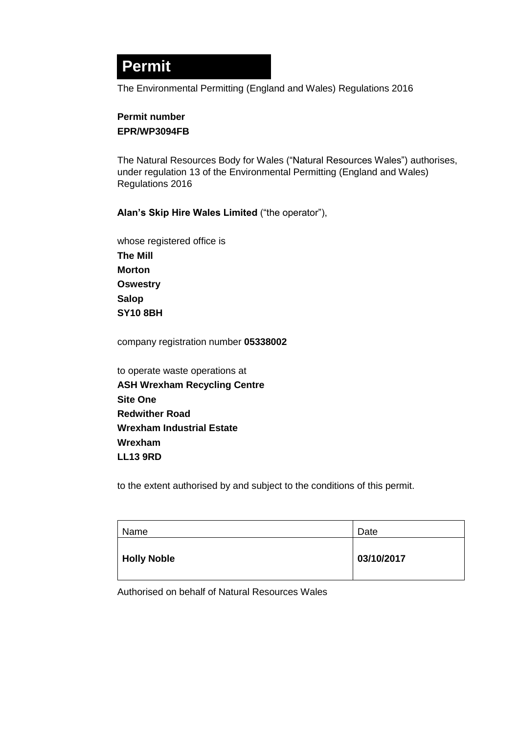# Permit

The Environmental Permitting (England and Wales) Regulations 2016

**Permit number**
**EPR/WP3094FB**

The Natural Resources Body for Wales ("Natural Resources Wales") authorises, under regulation 13 of the Environmental Permitting (England and Wales) Regulations 2016

**Alan's Skip Hire Wales Limited** ("the operator"),

whose registered office is
**The Mill**
**Morton**
**Oswestry**
**Salop**
**SY10 8BH**

company registration number **05338002**

to operate waste operations at
**ASH Wrexham Recycling Centre**
**Site One**
**Redwither Road**
**Wrexham Industrial Estate**
**Wrexham**
**LL13 9RD**

to the extent authorised by and subject to the conditions of this permit.

| Name | Date |
|---|---|
| **Holly Noble** | **03/10/2017** |

Authorised on behalf of Natural Resources Wales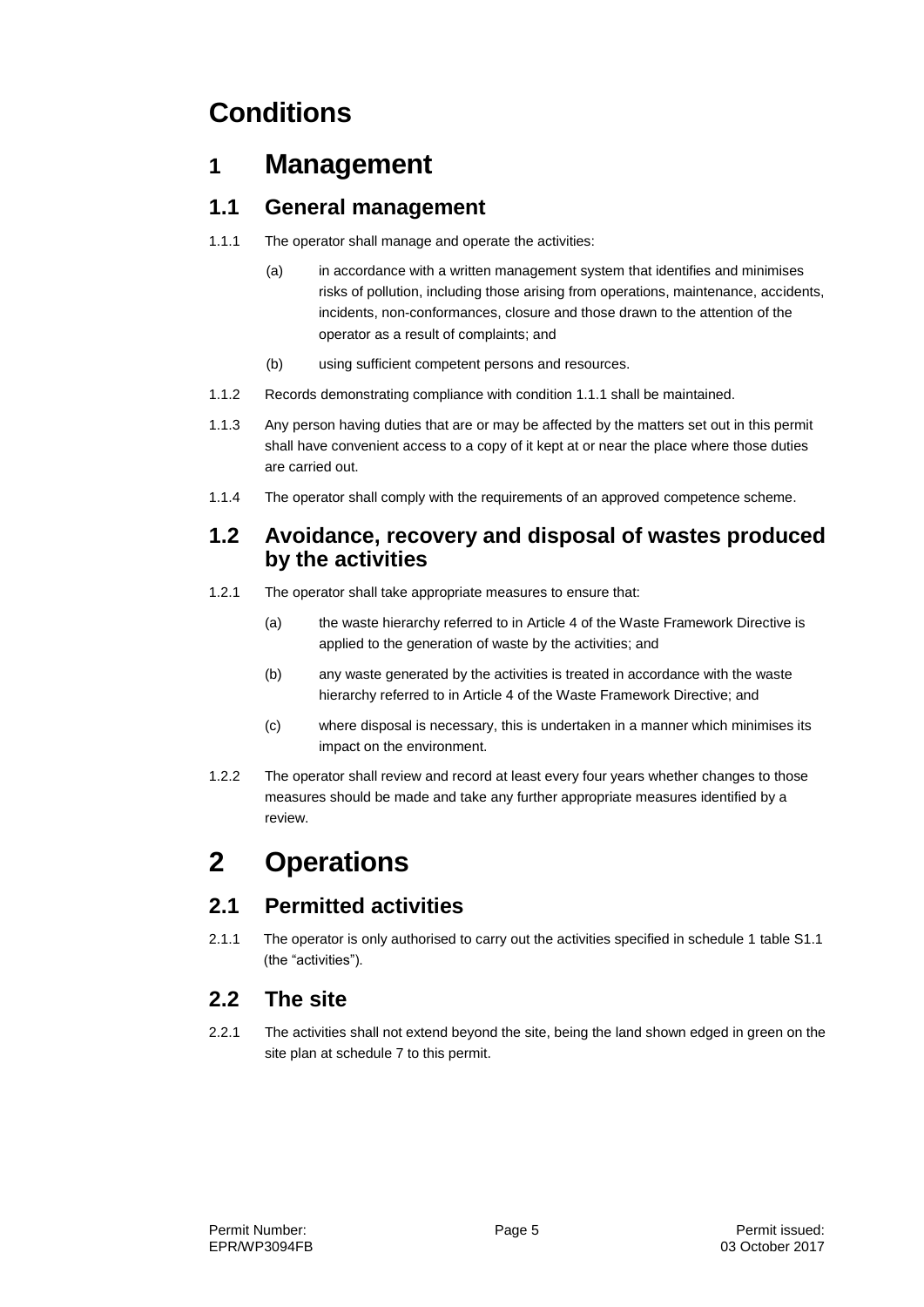# Conditions

## 1 Management

### 1.1 General management

1.1.1 The operator shall manage and operate the activities:

(a) in accordance with a written management system that identifies and minimises risks of pollution, including those arising from operations, maintenance, accidents, incidents, non-conformances, closure and those drawn to the attention of the operator as a result of complaints; and

(b) using sufficient competent persons and resources.

1.1.2 Records demonstrating compliance with condition 1.1.1 shall be maintained.

1.1.3 Any person having duties that are or may be affected by the matters set out in this permit shall have convenient access to a copy of it kept at or near the place where those duties are carried out.

1.1.4 The operator shall comply with the requirements of an approved competence scheme.

### 1.2 Avoidance, recovery and disposal of wastes produced by the activities

1.2.1 The operator shall take appropriate measures to ensure that:

(a) the waste hierarchy referred to in Article 4 of the Waste Framework Directive is applied to the generation of waste by the activities; and

(b) any waste generated by the activities is treated in accordance with the waste hierarchy referred to in Article 4 of the Waste Framework Directive; and

(c) where disposal is necessary, this is undertaken in a manner which minimises its impact on the environment.

1.2.2 The operator shall review and record at least every four years whether changes to those measures should be made and take any further appropriate measures identified by a review.

## 2 Operations

### 2.1 Permitted activities

2.1.1 The operator is only authorised to carry out the activities specified in schedule 1 table S1.1 (the "activities").

### 2.2 The site

2.2.1 The activities shall not extend beyond the site, being the land shown edged in green on the site plan at schedule 7 to this permit.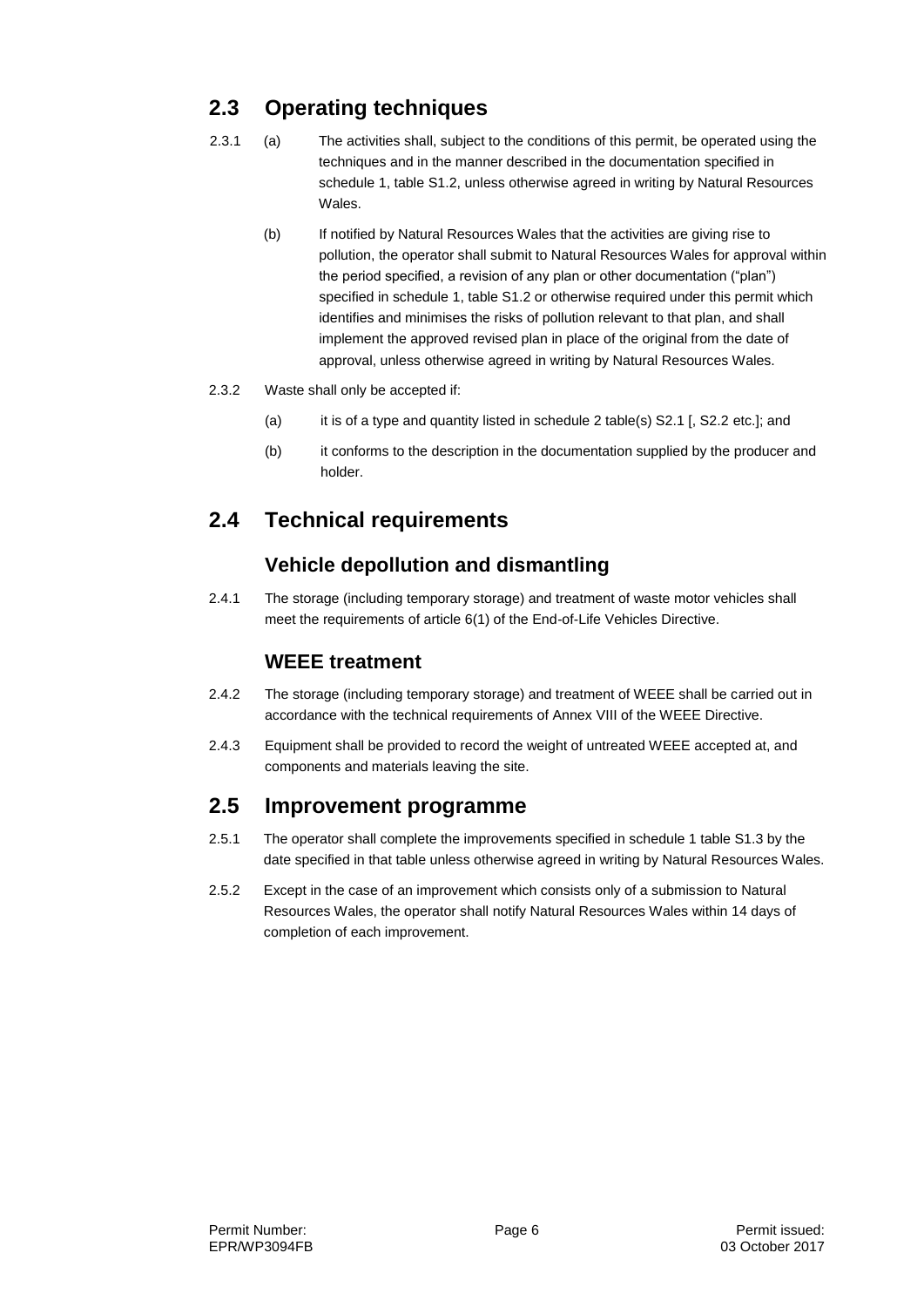## 2.3 Operating techniques

2.3.1 (a) The activities shall, subject to the conditions of this permit, be operated using the techniques and in the manner described in the documentation specified in schedule 1, table S1.2, unless otherwise agreed in writing by Natural Resources Wales.

(b) If notified by Natural Resources Wales that the activities are giving rise to pollution, the operator shall submit to Natural Resources Wales for approval within the period specified, a revision of any plan or other documentation ("plan") specified in schedule 1, table S1.2 or otherwise required under this permit which identifies and minimises the risks of pollution relevant to that plan, and shall implement the approved revised plan in place of the original from the date of approval, unless otherwise agreed in writing by Natural Resources Wales.

2.3.2 Waste shall only be accepted if:

(a) it is of a type and quantity listed in schedule 2 table(s) S2.1 [, S2.2 etc.]; and

(b) it conforms to the description in the documentation supplied by the producer and holder.

## 2.4 Technical requirements

### Vehicle depollution and dismantling

2.4.1 The storage (including temporary storage) and treatment of waste motor vehicles shall meet the requirements of article 6(1) of the End-of-Life Vehicles Directive.

### WEEE treatment

2.4.2 The storage (including temporary storage) and treatment of WEEE shall be carried out in accordance with the technical requirements of Annex VIII of the WEEE Directive.

2.4.3 Equipment shall be provided to record the weight of untreated WEEE accepted at, and components and materials leaving the site.

## 2.5 Improvement programme

2.5.1 The operator shall complete the improvements specified in schedule 1 table S1.3 by the date specified in that table unless otherwise agreed in writing by Natural Resources Wales.

2.5.2 Except in the case of an improvement which consists only of a submission to Natural Resources Wales, the operator shall notify Natural Resources Wales within 14 days of completion of each improvement.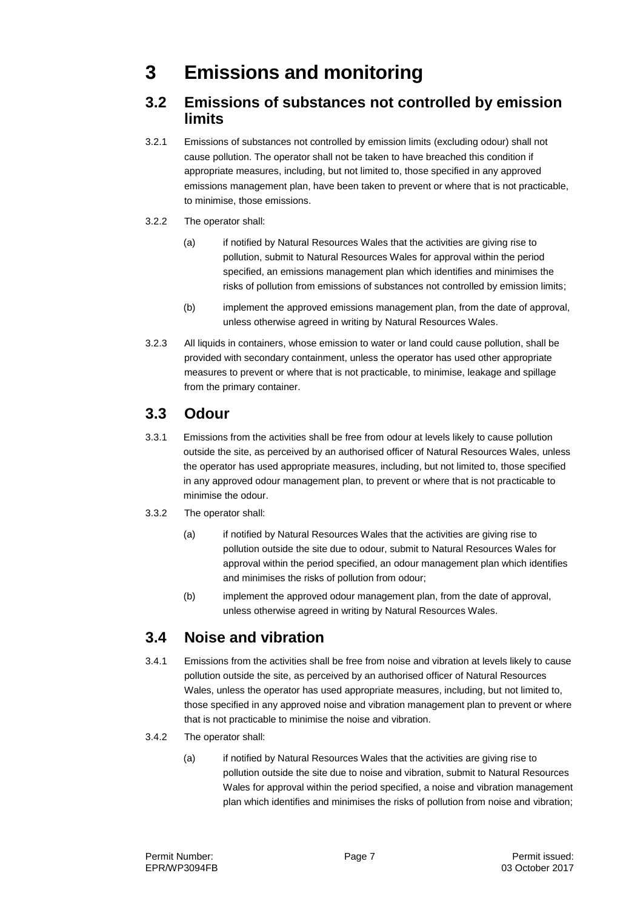# 3 Emissions and monitoring

## 3.2 Emissions of substances not controlled by emission limits

3.2.1 Emissions of substances not controlled by emission limits (excluding odour) shall not cause pollution. The operator shall not be taken to have breached this condition if appropriate measures, including, but not limited to, those specified in any approved emissions management plan, have been taken to prevent or where that is not practicable, to minimise, those emissions.

3.2.2 The operator shall:

(a) if notified by Natural Resources Wales that the activities are giving rise to pollution, submit to Natural Resources Wales for approval within the period specified, an emissions management plan which identifies and minimises the risks of pollution from emissions of substances not controlled by emission limits;

(b) implement the approved emissions management plan, from the date of approval, unless otherwise agreed in writing by Natural Resources Wales.

3.2.3 All liquids in containers, whose emission to water or land could cause pollution, shall be provided with secondary containment, unless the operator has used other appropriate measures to prevent or where that is not practicable, to minimise, leakage and spillage from the primary container.

## 3.3 Odour

3.3.1 Emissions from the activities shall be free from odour at levels likely to cause pollution outside the site, as perceived by an authorised officer of Natural Resources Wales, unless the operator has used appropriate measures, including, but not limited to, those specified in any approved odour management plan, to prevent or where that is not practicable to minimise the odour.

3.3.2 The operator shall:

(a) if notified by Natural Resources Wales that the activities are giving rise to pollution outside the site due to odour, submit to Natural Resources Wales for approval within the period specified, an odour management plan which identifies and minimises the risks of pollution from odour;

(b) implement the approved odour management plan, from the date of approval, unless otherwise agreed in writing by Natural Resources Wales.

## 3.4 Noise and vibration

3.4.1 Emissions from the activities shall be free from noise and vibration at levels likely to cause pollution outside the site, as perceived by an authorised officer of Natural Resources Wales, unless the operator has used appropriate measures, including, but not limited to, those specified in any approved noise and vibration management plan to prevent or where that is not practicable to minimise the noise and vibration.

3.4.2 The operator shall:

(a) if notified by Natural Resources Wales that the activities are giving rise to pollution outside the site due to noise and vibration, submit to Natural Resources Wales for approval within the period specified, a noise and vibration management plan which identifies and minimises the risks of pollution from noise and vibration;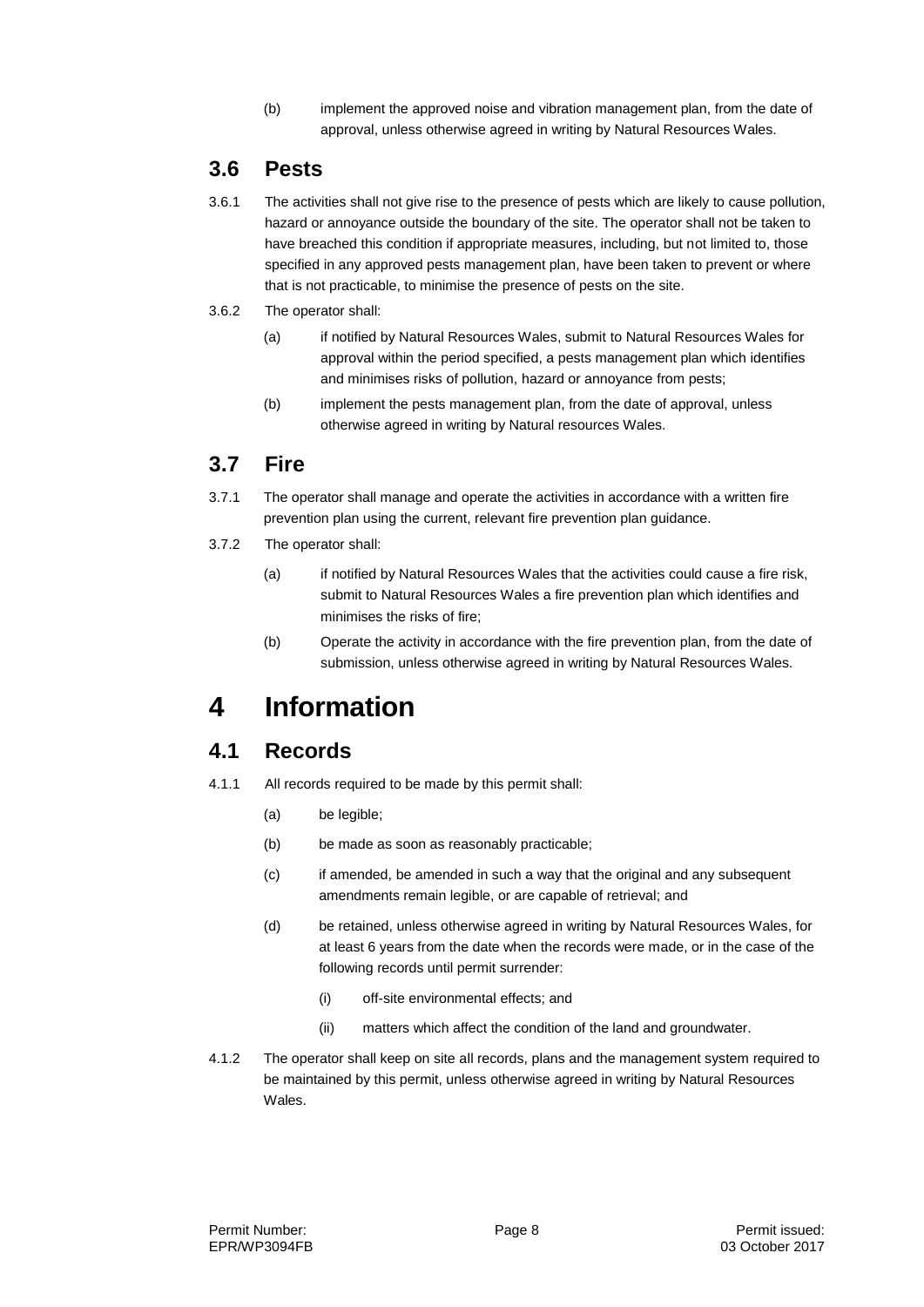(b) implement the approved noise and vibration management plan, from the date of approval, unless otherwise agreed in writing by Natural Resources Wales.

## 3.6 Pests

3.6.1 The activities shall not give rise to the presence of pests which are likely to cause pollution, hazard or annoyance outside the boundary of the site. The operator shall not be taken to have breached this condition if appropriate measures, including, but not limited to, those specified in any approved pests management plan, have been taken to prevent or where that is not practicable, to minimise the presence of pests on the site.

3.6.2 The operator shall:

(a) if notified by Natural Resources Wales, submit to Natural Resources Wales for approval within the period specified, a pests management plan which identifies and minimises risks of pollution, hazard or annoyance from pests;

(b) implement the pests management plan, from the date of approval, unless otherwise agreed in writing by Natural resources Wales.

## 3.7 Fire

3.7.1 The operator shall manage and operate the activities in accordance with a written fire prevention plan using the current, relevant fire prevention plan guidance.

3.7.2 The operator shall:

(a) if notified by Natural Resources Wales that the activities could cause a fire risk, submit to Natural Resources Wales a fire prevention plan which identifies and minimises the risks of fire;

(b) Operate the activity in accordance with the fire prevention plan, from the date of submission, unless otherwise agreed in writing by Natural Resources Wales.

# 4 Information

## 4.1 Records

4.1.1 All records required to be made by this permit shall:

(a) be legible;

(b) be made as soon as reasonably practicable;

(c) if amended, be amended in such a way that the original and any subsequent amendments remain legible, or are capable of retrieval; and

(d) be retained, unless otherwise agreed in writing by Natural Resources Wales, for at least 6 years from the date when the records were made, or in the case of the following records until permit surrender:

(i) off-site environmental effects; and

(ii) matters which affect the condition of the land and groundwater.

4.1.2 The operator shall keep on site all records, plans and the management system required to be maintained by this permit, unless otherwise agreed in writing by Natural Resources Wales.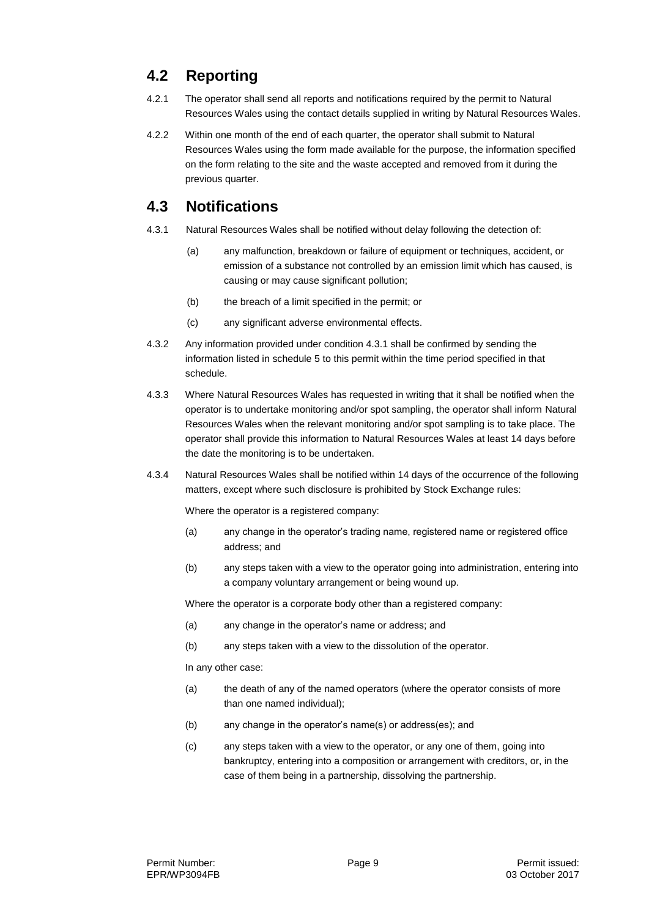## 4.2 Reporting

4.2.1 The operator shall send all reports and notifications required by the permit to Natural Resources Wales using the contact details supplied in writing by Natural Resources Wales.

4.2.2 Within one month of the end of each quarter, the operator shall submit to Natural Resources Wales using the form made available for the purpose, the information specified on the form relating to the site and the waste accepted and removed from it during the previous quarter.

## 4.3 Notifications

4.3.1 Natural Resources Wales shall be notified without delay following the detection of:

(a) any malfunction, breakdown or failure of equipment or techniques, accident, or emission of a substance not controlled by an emission limit which has caused, is causing or may cause significant pollution;

(b) the breach of a limit specified in the permit; or

(c) any significant adverse environmental effects.

4.3.2 Any information provided under condition 4.3.1 shall be confirmed by sending the information listed in schedule 5 to this permit within the time period specified in that schedule.

4.3.3 Where Natural Resources Wales has requested in writing that it shall be notified when the operator is to undertake monitoring and/or spot sampling, the operator shall inform Natural Resources Wales when the relevant monitoring and/or spot sampling is to take place. The operator shall provide this information to Natural Resources Wales at least 14 days before the date the monitoring is to be undertaken.

4.3.4 Natural Resources Wales shall be notified within 14 days of the occurrence of the following matters, except where such disclosure is prohibited by Stock Exchange rules:

Where the operator is a registered company:

(a) any change in the operator's trading name, registered name or registered office address; and

(b) any steps taken with a view to the operator going into administration, entering into a company voluntary arrangement or being wound up.

Where the operator is a corporate body other than a registered company:

(a) any change in the operator's name or address; and

(b) any steps taken with a view to the dissolution of the operator.

In any other case:

(a) the death of any of the named operators (where the operator consists of more than one named individual);

(b) any change in the operator's name(s) or address(es); and

(c) any steps taken with a view to the operator, or any one of them, going into bankruptcy, entering into a composition or arrangement with creditors, or, in the case of them being in a partnership, dissolving the partnership.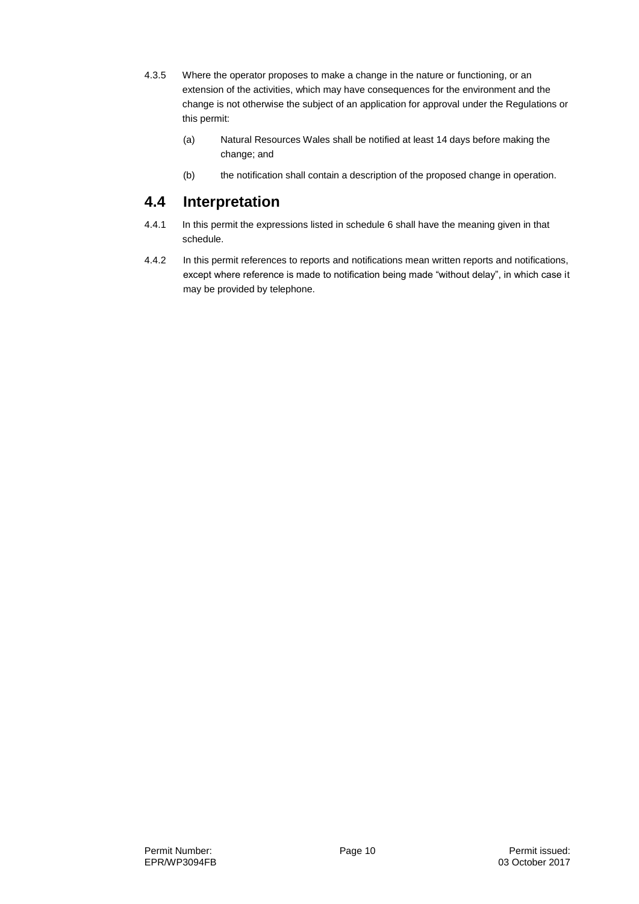4.3.5 Where the operator proposes to make a change in the nature or functioning, or an extension of the activities, which may have consequences for the environment and the change is not otherwise the subject of an application for approval under the Regulations or this permit:

(a) Natural Resources Wales shall be notified at least 14 days before making the change; and

(b) the notification shall contain a description of the proposed change in operation.

## 4.4 Interpretation

4.4.1 In this permit the expressions listed in schedule 6 shall have the meaning given in that schedule.

4.4.2 In this permit references to reports and notifications mean written reports and notifications, except where reference is made to notification being made "without delay", in which case it may be provided by telephone.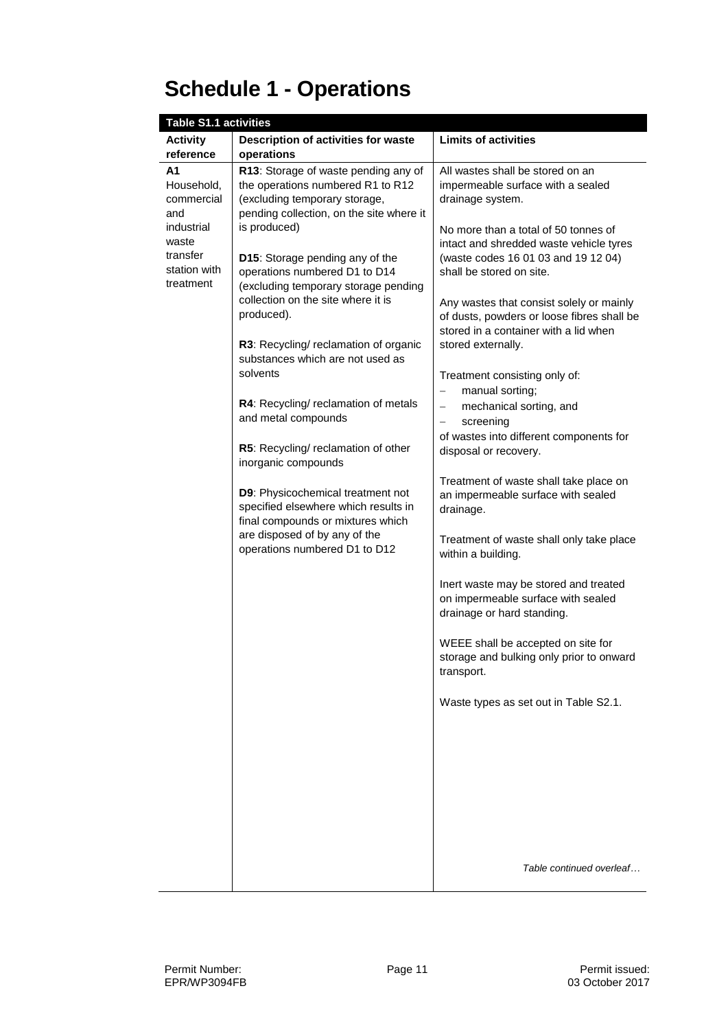# Schedule 1 - Operations

| Table S1.1 activities | | |
|---|---|---|
| **Activity reference** | **Description of activities for waste operations** | **Limits of activities** |
| **A1** Household, commercial and industrial waste transfer station with treatment | **R13**: Storage of waste pending any of the operations numbered R1 to R12 (excluding temporary storage, pending collection, on the site where it is produced)<br><br>**D15**: Storage pending any of the operations numbered D1 to D14 (excluding temporary storage pending collection on the site where it is produced).<br><br>**R3**: Recycling/ reclamation of organic substances which are not used as solvents<br><br>**R4**: Recycling/ reclamation of metals and metal compounds<br><br>**R5**: Recycling/ reclamation of other inorganic compounds<br><br>**D9**: Physicochemical treatment not specified elsewhere which results in final compounds or mixtures which are disposed of by any of the operations numbered D1 to D12 | All wastes shall be stored on an impermeable surface with a sealed drainage system.<br><br>No more than a total of 50 tonnes of intact and shredded waste vehicle tyres (waste codes 16 01 03 and 19 12 04) shall be stored on site.<br><br>Any wastes that consist solely or mainly of dusts, powders or loose fibres shall be stored in a container with a lid when stored externally.<br><br>Treatment consisting only of:<br>– manual sorting;<br>– mechanical sorting, and<br>– screening<br>of wastes into different components for disposal or recovery.<br><br>Treatment of waste shall take place on an impermeable surface with sealed drainage.<br><br>Treatment of waste shall only take place within a building.<br><br>Inert waste may be stored and treated on impermeable surface with sealed drainage or hard standing.<br><br>WEEE shall be accepted on site for storage and bulking only prior to onward transport.<br><br>Waste types as set out in Table S2.1.<br><br>*Table continued overleaf…* |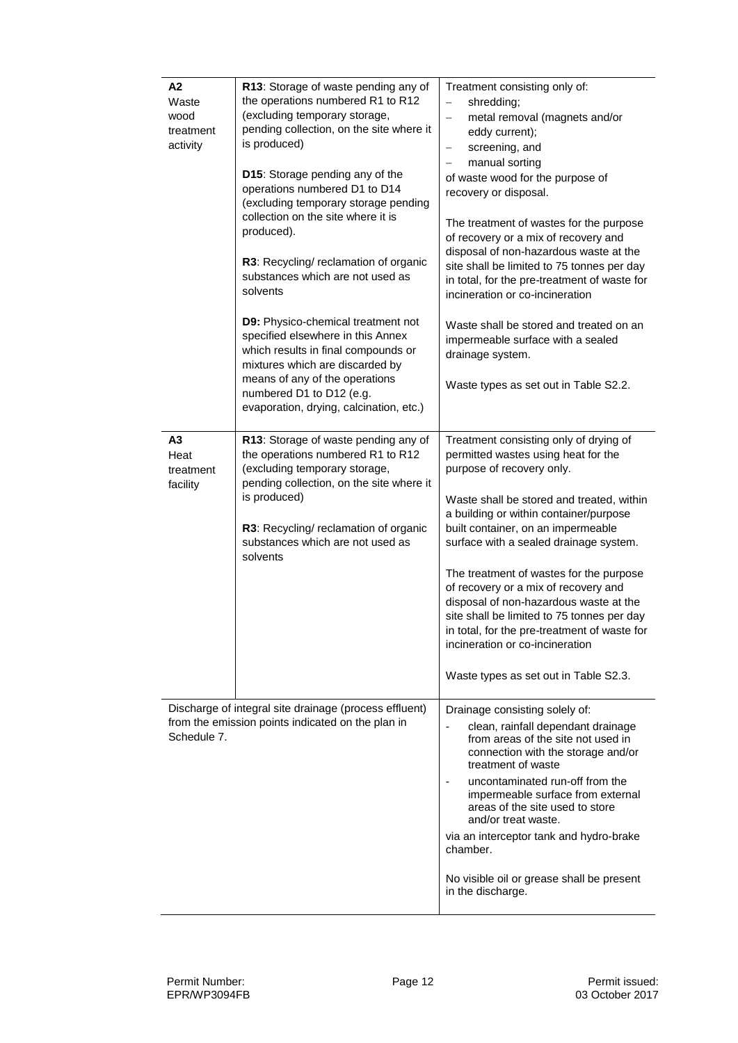| | | |
|---|---|---|
| **A2**<br>Waste wood treatment activity | **R13**: Storage of waste pending any of the operations numbered R1 to R12 (excluding temporary storage, pending collection, on the site where it is produced)<br><br>**D15**: Storage pending any of the operations numbered D1 to D14 (excluding temporary storage pending collection on the site where it is produced).<br><br>**R3**: Recycling/ reclamation of organic substances which are not used as solvents<br><br>**D9:** Physico-chemical treatment not specified elsewhere in this Annex which results in final compounds or mixtures which are discarded by means of any of the operations numbered D1 to D12 (e.g. evaporation, drying, calcination, etc.) | Treatment consisting only of:<br>– shredding;<br>– metal removal (magnets and/or eddy current);<br>– screening, and<br>– manual sorting<br>of waste wood for the purpose of recovery or disposal.<br><br>The treatment of wastes for the purpose of recovery or a mix of recovery and disposal of non-hazardous waste at the site shall be limited to 75 tonnes per day in total, for the pre-treatment of waste for incineration or co-incineration<br><br>Waste shall be stored and treated on an impermeable surface with a sealed drainage system.<br><br>Waste types as set out in Table S2.2. |
| **A3**<br>Heat treatment facility | **R13**: Storage of waste pending any of the operations numbered R1 to R12 (excluding temporary storage, pending collection, on the site where it is produced)<br><br>**R3**: Recycling/ reclamation of organic substances which are not used as solvents | Treatment consisting only of drying of permitted wastes using heat for the purpose of recovery only.<br><br>Waste shall be stored and treated, within a building or within container/purpose built container, on an impermeable surface with a sealed drainage system.<br><br>The treatment of wastes for the purpose of recovery or a mix of recovery and disposal of non-hazardous waste at the site shall be limited to 75 tonnes per day in total, for the pre-treatment of waste for incineration or co-incineration<br><br>Waste types as set out in Table S2.3. |
| Discharge of integral site drainage (process effluent) from the emission points indicated on the plan in Schedule 7. | | Drainage consisting solely of:<br>- clean, rainfall dependant drainage from areas of the site not used in connection with the storage and/or treatment of waste<br>- uncontaminated run-off from the impermeable surface from external areas of the site used to store and/or treat waste.<br>via an interceptor tank and hydro-brake chamber.<br><br>No visible oil or grease shall be present in the discharge. |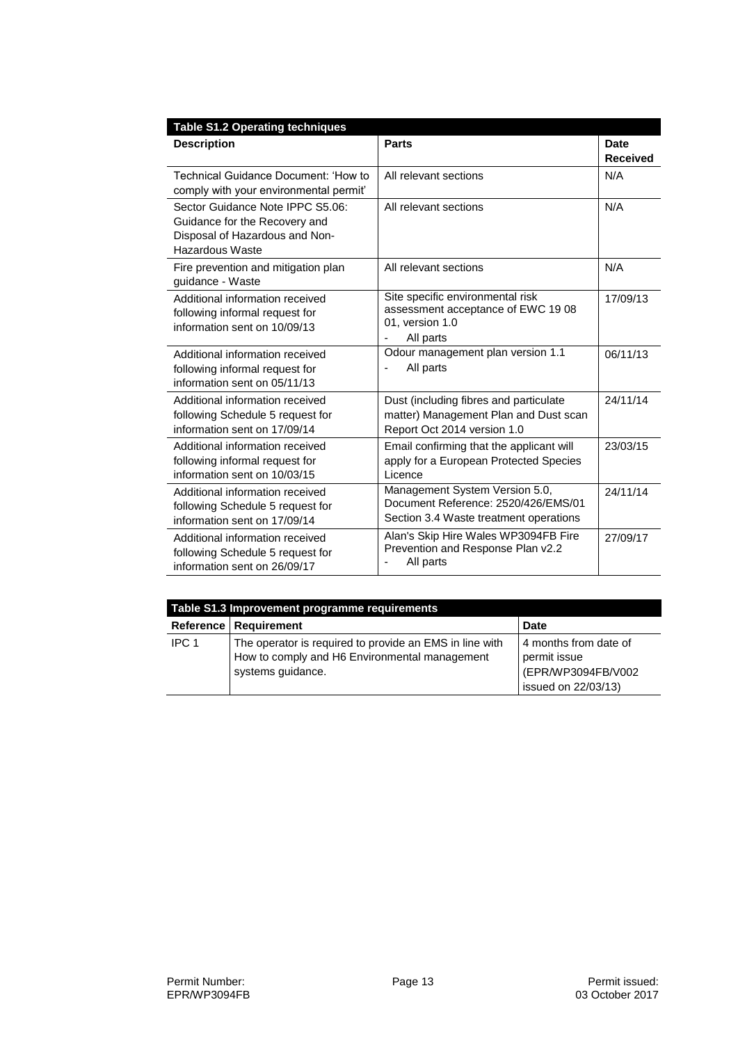**Table S1.2 Operating techniques**

| Description | Parts | Date Received |
|---|---|---|
| Technical Guidance Document: 'How to comply with your environmental permit' | All relevant sections | N/A |
| Sector Guidance Note IPPC S5.06: Guidance for the Recovery and Disposal of Hazardous and Non-Hazardous Waste | All relevant sections | N/A |
| Fire prevention and mitigation plan guidance - Waste | All relevant sections | N/A |
| Additional information received following informal request for information sent on 10/09/13 | Site specific environmental risk assessment acceptance of EWC 19 08 01, version 1.0<br>- All parts | 17/09/13 |
| Additional information received following informal request for information sent on 05/11/13 | Odour management plan version 1.1<br>- All parts | 06/11/13 |
| Additional information received following Schedule 5 request for information sent on 17/09/14 | Dust (including fibres and particulate matter) Management Plan and Dust scan Report Oct 2014 version 1.0 | 24/11/14 |
| Additional information received following informal request for information sent on 10/03/15 | Email confirming that the applicant will apply for a European Protected Species Licence | 23/03/15 |
| Additional information received following Schedule 5 request for information sent on 17/09/14 | Management System Version 5.0, Document Reference: 2520/426/EMS/01 Section 3.4 Waste treatment operations | 24/11/14 |
| Additional information received following Schedule 5 request for information sent on 26/09/17 | Alan's Skip Hire Wales WP3094FB Fire Prevention and Response Plan v2.2<br>- All parts | 27/09/17 |

**Table S1.3 Improvement programme requirements**

| Reference | Requirement | Date |
|---|---|---|
| IPC 1 | The operator is required to provide an EMS in line with How to comply and H6 Environmental management systems guidance. | 4 months from date of permit issue (EPR/WP3094FB/V002 issued on 22/03/13) |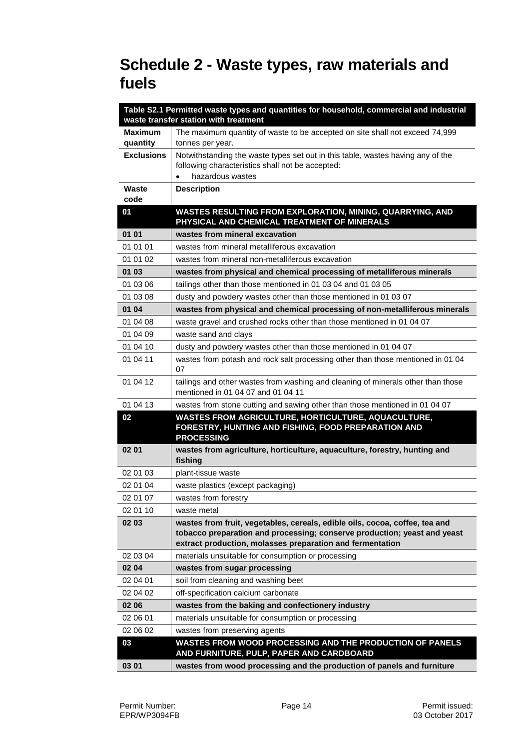# Schedule 2 - Waste types, raw materials and fuels

| Table S2.1 Permitted waste types and quantities for household, commercial and industrial waste transfer station with treatment | |
|---|---|
| **Maximum quantity** | The maximum quantity of waste to be accepted on site shall not exceed 74,999 tonnes per year. |
| **Exclusions** | Notwithstanding the waste types set out in this table, wastes having any of the following characteristics shall not be accepted:<br>• hazardous wastes |
| **Waste code** | **Description** |
| **01** | **WASTES RESULTING FROM EXPLORATION, MINING, QUARRYING, AND PHYSICAL AND CHEMICAL TREATMENT OF MINERALS** |
| **01 01** | **wastes from mineral excavation** |
| 01 01 01 | wastes from mineral metalliferous excavation |
| 01 01 02 | wastes from mineral non-metalliferous excavation |
| **01 03** | **wastes from physical and chemical processing of metalliferous minerals** |
| 01 03 06 | tailings other than those mentioned in 01 03 04 and 01 03 05 |
| 01 03 08 | dusty and powdery wastes other than those mentioned in 01 03 07 |
| **01 04** | **wastes from physical and chemical processing of non-metalliferous minerals** |
| 01 04 08 | waste gravel and crushed rocks other than those mentioned in 01 04 07 |
| 01 04 09 | waste sand and clays |
| 01 04 10 | dusty and powdery wastes other than those mentioned in 01 04 07 |
| 01 04 11 | wastes from potash and rock salt processing other than those mentioned in 01 04 07 |
| 01 04 12 | tailings and other wastes from washing and cleaning of minerals other than those mentioned in 01 04 07 and 01 04 11 |
| 01 04 13 | wastes from stone cutting and sawing other than those mentioned in 01 04 07 |
| **02** | **WASTES FROM AGRICULTURE, HORTICULTURE, AQUACULTURE, FORESTRY, HUNTING AND FISHING, FOOD PREPARATION AND PROCESSING** |
| **02 01** | **wastes from agriculture, horticulture, aquaculture, forestry, hunting and fishing** |
| 02 01 03 | plant-tissue waste |
| 02 01 04 | waste plastics (except packaging) |
| 02 01 07 | wastes from forestry |
| 02 01 10 | waste metal |
| **02 03** | **wastes from fruit, vegetables, cereals, edible oils, cocoa, coffee, tea and tobacco preparation and processing; conserve production; yeast and yeast extract production, molasses preparation and fermentation** |
| 02 03 04 | materials unsuitable for consumption or processing |
| **02 04** | **wastes from sugar processing** |
| 02 04 01 | soil from cleaning and washing beet |
| 02 04 02 | off-specification calcium carbonate |
| **02 06** | **wastes from the baking and confectionery industry** |
| 02 06 01 | materials unsuitable for consumption or processing |
| 02 06 02 | wastes from preserving agents |
| **03** | **WASTES FROM WOOD PROCESSING AND THE PRODUCTION OF PANELS AND FURNITURE, PULP, PAPER AND CARDBOARD** |
| **03 01** | **wastes from wood processing and the production of panels and furniture** |

Permit Number: EPR/WP3094FB

Permit issued: 03 October 2017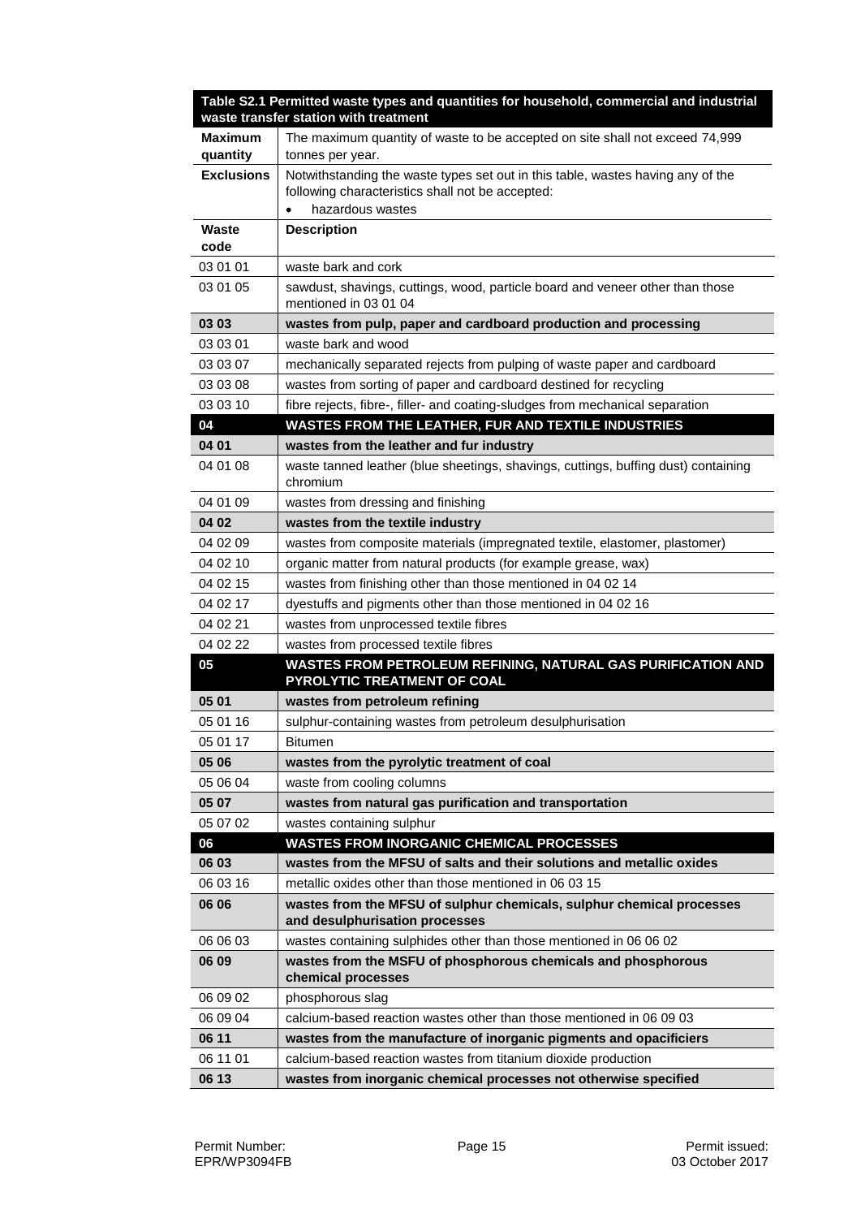| Table S2.1 Permitted waste types and quantities for household, commercial and industrial waste transfer station with treatment | |
|---|---|
| **Maximum quantity** | The maximum quantity of waste to be accepted on site shall not exceed 74,999 tonnes per year. |
| **Exclusions** | Notwithstanding the waste types set out in this table, wastes having any of the following characteristics shall not be accepted:<br>• hazardous wastes |
| **Waste code** | **Description** |
| 03 01 01 | waste bark and cork |
| 03 01 05 | sawdust, shavings, cuttings, wood, particle board and veneer other than those mentioned in 03 01 04 |
| **03 03** | **wastes from pulp, paper and cardboard production and processing** |
| 03 03 01 | waste bark and wood |
| 03 03 07 | mechanically separated rejects from pulping of waste paper and cardboard |
| 03 03 08 | wastes from sorting of paper and cardboard destined for recycling |
| 03 03 10 | fibre rejects, fibre-, filler- and coating-sludges from mechanical separation |
| **04** | **WASTES FROM THE LEATHER, FUR AND TEXTILE INDUSTRIES** |
| **04 01** | **wastes from the leather and fur industry** |
| 04 01 08 | waste tanned leather (blue sheetings, shavings, cuttings, buffing dust) containing chromium |
| 04 01 09 | wastes from dressing and finishing |
| **04 02** | **wastes from the textile industry** |
| 04 02 09 | wastes from composite materials (impregnated textile, elastomer, plastomer) |
| 04 02 10 | organic matter from natural products (for example grease, wax) |
| 04 02 15 | wastes from finishing other than those mentioned in 04 02 14 |
| 04 02 17 | dyestuffs and pigments other than those mentioned in 04 02 16 |
| 04 02 21 | wastes from unprocessed textile fibres |
| 04 02 22 | wastes from processed textile fibres |
| **05** | **WASTES FROM PETROLEUM REFINING, NATURAL GAS PURIFICATION AND PYROLYTIC TREATMENT OF COAL** |
| **05 01** | **wastes from petroleum refining** |
| 05 01 16 | sulphur-containing wastes from petroleum desulphurisation |
| 05 01 17 | Bitumen |
| **05 06** | **wastes from the pyrolytic treatment of coal** |
| 05 06 04 | waste from cooling columns |
| **05 07** | **wastes from natural gas purification and transportation** |
| 05 07 02 | wastes containing sulphur |
| **06** | **WASTES FROM INORGANIC CHEMICAL PROCESSES** |
| **06 03** | **wastes from the MFSU of salts and their solutions and metallic oxides** |
| 06 03 16 | metallic oxides other than those mentioned in 06 03 15 |
| **06 06** | **wastes from the MFSU of sulphur chemicals, sulphur chemical processes and desulphurisation processes** |
| 06 06 03 | wastes containing sulphides other than those mentioned in 06 06 02 |
| **06 09** | **wastes from the MSFU of phosphorous chemicals and phosphorous chemical processes** |
| 06 09 02 | phosphorous slag |
| 06 09 04 | calcium-based reaction wastes other than those mentioned in 06 09 03 |
| **06 11** | **wastes from the manufacture of inorganic pigments and opacificiers** |
| 06 11 01 | calcium-based reaction wastes from titanium dioxide production |
| **06 13** | **wastes from inorganic chemical processes not otherwise specified** |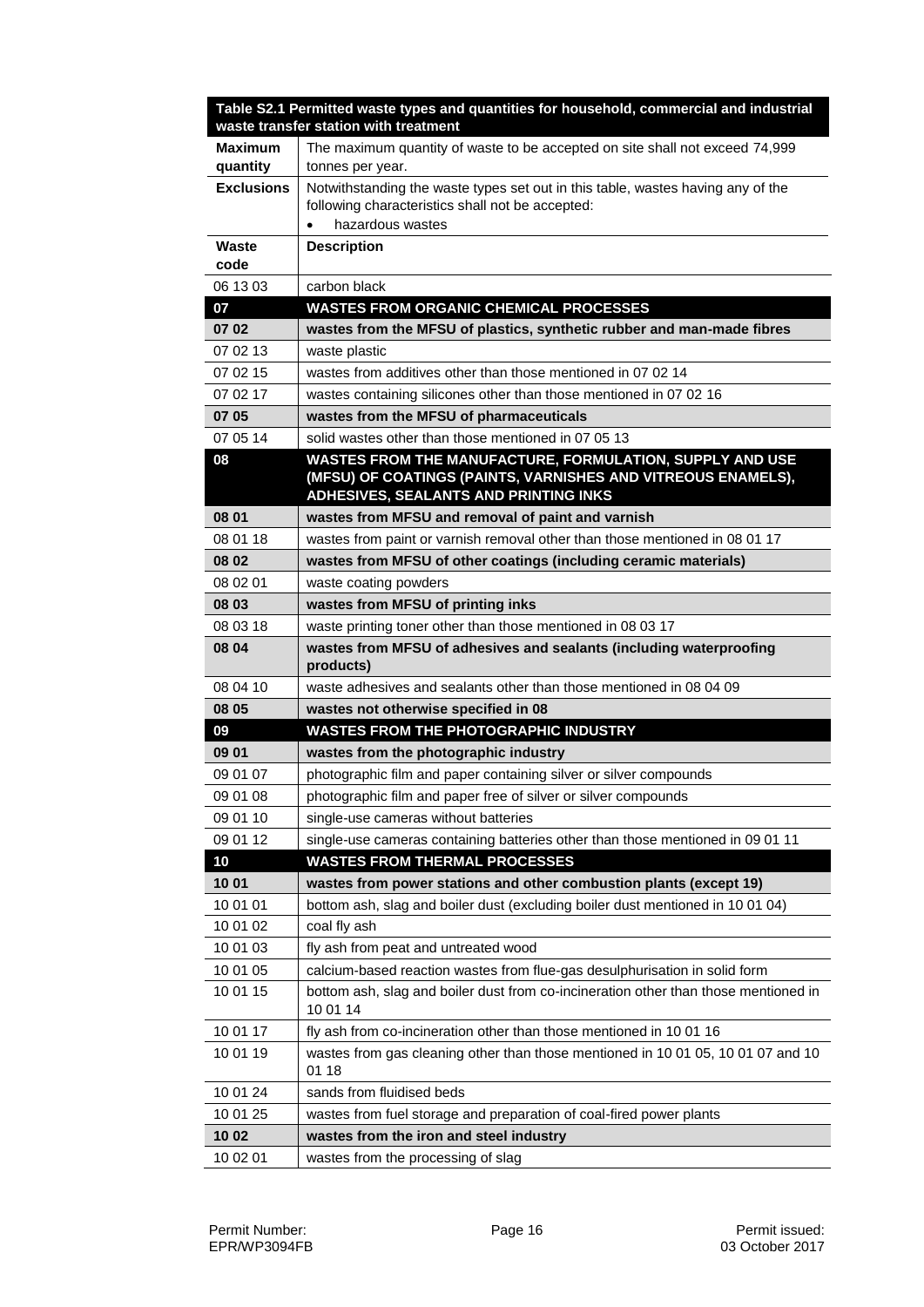| Table S2.1 Permitted waste types and quantities for household, commercial and industrial waste transfer station with treatment | |
|---|---|
| **Maximum quantity** | The maximum quantity of waste to be accepted on site shall not exceed 74,999 tonnes per year. |
| **Exclusions** | Notwithstanding the waste types set out in this table, wastes having any of the following characteristics shall not be accepted: • hazardous wastes |
| **Waste code** | **Description** |
| 06 13 03 | carbon black |
| **07** | **WASTES FROM ORGANIC CHEMICAL PROCESSES** |
| **07 02** | **wastes from the MFSU of plastics, synthetic rubber and man-made fibres** |
| 07 02 13 | waste plastic |
| 07 02 15 | wastes from additives other than those mentioned in 07 02 14 |
| 07 02 17 | wastes containing silicones other than those mentioned in 07 02 16 |
| **07 05** | **wastes from the MFSU of pharmaceuticals** |
| 07 05 14 | solid wastes other than those mentioned in 07 05 13 |
| **08** | **WASTES FROM THE MANUFACTURE, FORMULATION, SUPPLY AND USE (MFSU) OF COATINGS (PAINTS, VARNISHES AND VITREOUS ENAMELS), ADHESIVES, SEALANTS AND PRINTING INKS** |
| **08 01** | **wastes from MFSU and removal of paint and varnish** |
| 08 01 18 | wastes from paint or varnish removal other than those mentioned in 08 01 17 |
| **08 02** | **wastes from MFSU of other coatings (including ceramic materials)** |
| 08 02 01 | waste coating powders |
| **08 03** | **wastes from MFSU of printing inks** |
| 08 03 18 | waste printing toner other than those mentioned in 08 03 17 |
| **08 04** | **wastes from MFSU of adhesives and sealants (including waterproofing products)** |
| 08 04 10 | waste adhesives and sealants other than those mentioned in 08 04 09 |
| **08 05** | **wastes not otherwise specified in 08** |
| **09** | **WASTES FROM THE PHOTOGRAPHIC INDUSTRY** |
| **09 01** | **wastes from the photographic industry** |
| 09 01 07 | photographic film and paper containing silver or silver compounds |
| 09 01 08 | photographic film and paper free of silver or silver compounds |
| 09 01 10 | single-use cameras without batteries |
| 09 01 12 | single-use cameras containing batteries other than those mentioned in 09 01 11 |
| **10** | **WASTES FROM THERMAL PROCESSES** |
| **10 01** | **wastes from power stations and other combustion plants (except 19)** |
| 10 01 01 | bottom ash, slag and boiler dust (excluding boiler dust mentioned in 10 01 04) |
| 10 01 02 | coal fly ash |
| 10 01 03 | fly ash from peat and untreated wood |
| 10 01 05 | calcium-based reaction wastes from flue-gas desulphurisation in solid form |
| 10 01 15 | bottom ash, slag and boiler dust from co-incineration other than those mentioned in 10 01 14 |
| 10 01 17 | fly ash from co-incineration other than those mentioned in 10 01 16 |
| 10 01 19 | wastes from gas cleaning other than those mentioned in 10 01 05, 10 01 07 and 10 01 18 |
| 10 01 24 | sands from fluidised beds |
| 10 01 25 | wastes from fuel storage and preparation of coal-fired power plants |
| **10 02** | **wastes from the iron and steel industry** |
| 10 02 01 | wastes from the processing of slag |

Permit Number: EPR/WP3094FB

Permit issued: 03 October 2017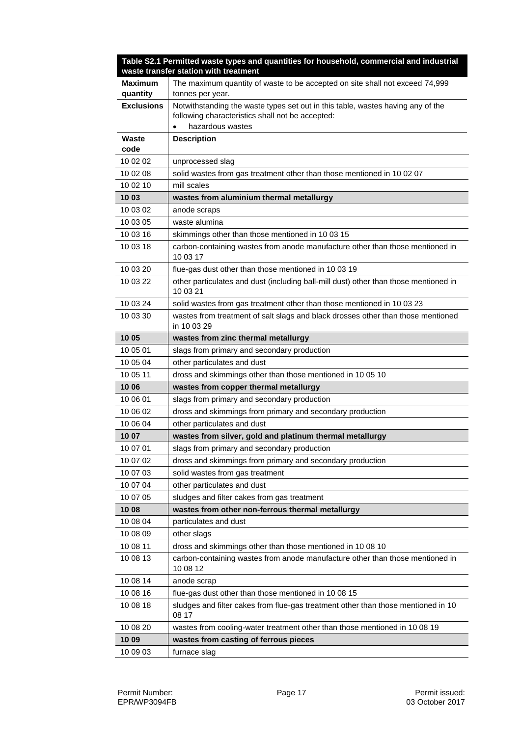| Table S2.1 Permitted waste types and quantities for household, commercial and industrial waste transfer station with treatment | |
|---|---|
| **Maximum quantity** | The maximum quantity of waste to be accepted on site shall not exceed 74,999 tonnes per year. |
| **Exclusions** | Notwithstanding the waste types set out in this table, wastes having any of the following characteristics shall not be accepted:<br>• hazardous wastes |
| **Waste code** | **Description** |
| 10 02 02 | unprocessed slag |
| 10 02 08 | solid wastes from gas treatment other than those mentioned in 10 02 07 |
| 10 02 10 | mill scales |
| **10 03** | **wastes from aluminium thermal metallurgy** |
| 10 03 02 | anode scraps |
| 10 03 05 | waste alumina |
| 10 03 16 | skimmings other than those mentioned in 10 03 15 |
| 10 03 18 | carbon-containing wastes from anode manufacture other than those mentioned in 10 03 17 |
| 10 03 20 | flue-gas dust other than those mentioned in 10 03 19 |
| 10 03 22 | other particulates and dust (including ball-mill dust) other than those mentioned in 10 03 21 |
| 10 03 24 | solid wastes from gas treatment other than those mentioned in 10 03 23 |
| 10 03 30 | wastes from treatment of salt slags and black drosses other than those mentioned in 10 03 29 |
| **10 05** | **wastes from zinc thermal metallurgy** |
| 10 05 01 | slags from primary and secondary production |
| 10 05 04 | other particulates and dust |
| 10 05 11 | dross and skimmings other than those mentioned in 10 05 10 |
| **10 06** | **wastes from copper thermal metallurgy** |
| 10 06 01 | slags from primary and secondary production |
| 10 06 02 | dross and skimmings from primary and secondary production |
| 10 06 04 | other particulates and dust |
| **10 07** | **wastes from silver, gold and platinum thermal metallurgy** |
| 10 07 01 | slags from primary and secondary production |
| 10 07 02 | dross and skimmings from primary and secondary production |
| 10 07 03 | solid wastes from gas treatment |
| 10 07 04 | other particulates and dust |
| 10 07 05 | sludges and filter cakes from gas treatment |
| **10 08** | **wastes from other non-ferrous thermal metallurgy** |
| 10 08 04 | particulates and dust |
| 10 08 09 | other slags |
| 10 08 11 | dross and skimmings other than those mentioned in 10 08 10 |
| 10 08 13 | carbon-containing wastes from anode manufacture other than those mentioned in 10 08 12 |
| 10 08 14 | anode scrap |
| 10 08 16 | flue-gas dust other than those mentioned in 10 08 15 |
| 10 08 18 | sludges and filter cakes from flue-gas treatment other than those mentioned in 10 08 17 |
| 10 08 20 | wastes from cooling-water treatment other than those mentioned in 10 08 19 |
| **10 09** | **wastes from casting of ferrous pieces** |
| 10 09 03 | furnace slag |

Permit Number: EPR/WP3094FB

Permit issued: 03 October 2017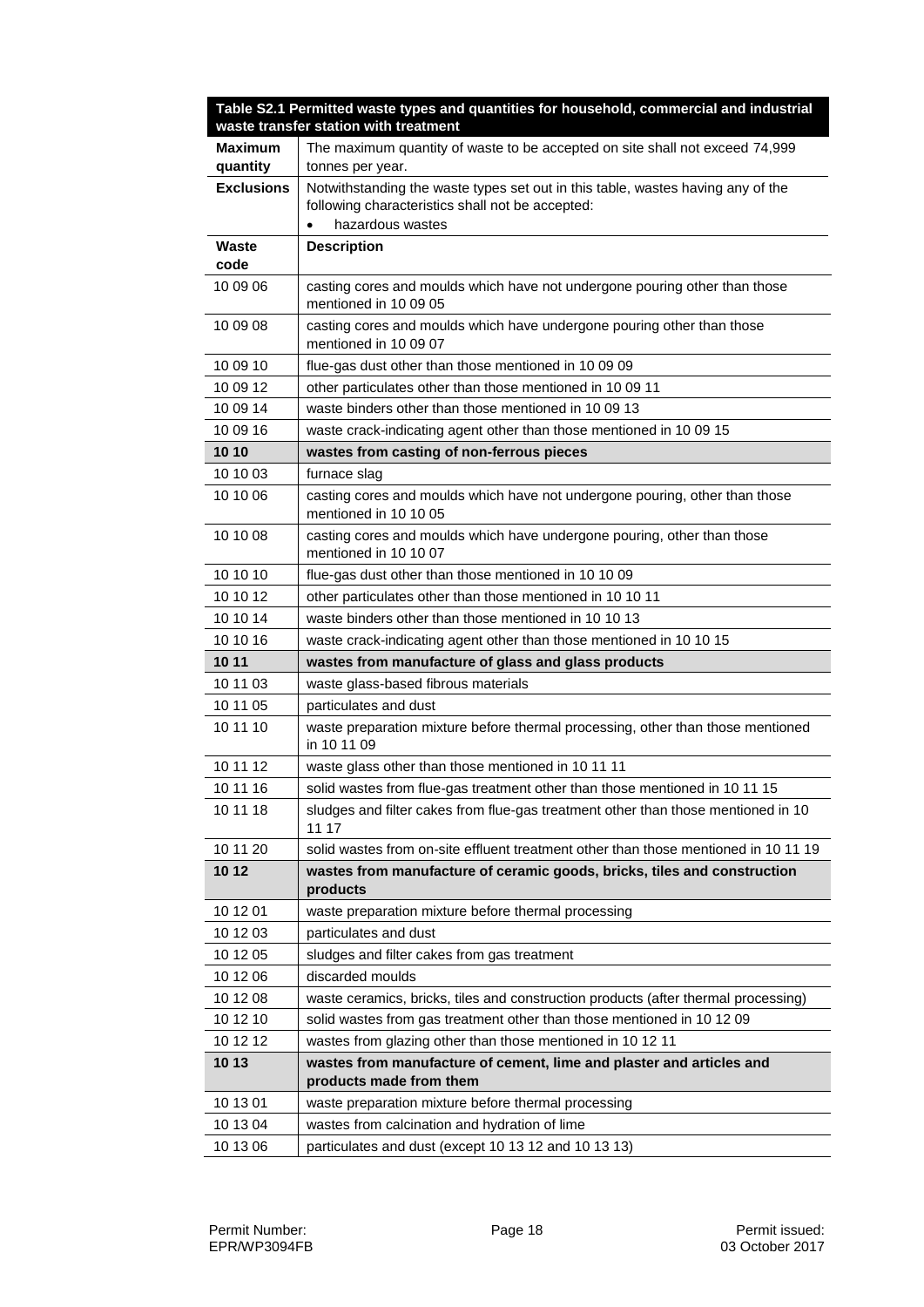| Table S2.1 Permitted waste types and quantities for household, commercial and industrial waste transfer station with treatment | |
|---|---|
| **Maximum quantity** | The maximum quantity of waste to be accepted on site shall not exceed 74,999 tonnes per year. |
| **Exclusions** | Notwithstanding the waste types set out in this table, wastes having any of the following characteristics shall not be accepted:<br>• hazardous wastes |
| **Waste code** | **Description** |
| 10 09 06 | casting cores and moulds which have not undergone pouring other than those mentioned in 10 09 05 |
| 10 09 08 | casting cores and moulds which have undergone pouring other than those mentioned in 10 09 07 |
| 10 09 10 | flue-gas dust other than those mentioned in 10 09 09 |
| 10 09 12 | other particulates other than those mentioned in 10 09 11 |
| 10 09 14 | waste binders other than those mentioned in 10 09 13 |
| 10 09 16 | waste crack-indicating agent other than those mentioned in 10 09 15 |
| **10 10** | **wastes from casting of non-ferrous pieces** |
| 10 10 03 | furnace slag |
| 10 10 06 | casting cores and moulds which have not undergone pouring, other than those mentioned in 10 10 05 |
| 10 10 08 | casting cores and moulds which have undergone pouring, other than those mentioned in 10 10 07 |
| 10 10 10 | flue-gas dust other than those mentioned in 10 10 09 |
| 10 10 12 | other particulates other than those mentioned in 10 10 11 |
| 10 10 14 | waste binders other than those mentioned in 10 10 13 |
| 10 10 16 | waste crack-indicating agent other than those mentioned in 10 10 15 |
| **10 11** | **wastes from manufacture of glass and glass products** |
| 10 11 03 | waste glass-based fibrous materials |
| 10 11 05 | particulates and dust |
| 10 11 10 | waste preparation mixture before thermal processing, other than those mentioned in 10 11 09 |
| 10 11 12 | waste glass other than those mentioned in 10 11 11 |
| 10 11 16 | solid wastes from flue-gas treatment other than those mentioned in 10 11 15 |
| 10 11 18 | sludges and filter cakes from flue-gas treatment other than those mentioned in 10 11 17 |
| 10 11 20 | solid wastes from on-site effluent treatment other than those mentioned in 10 11 19 |
| **10 12** | **wastes from manufacture of ceramic goods, bricks, tiles and construction products** |
| 10 12 01 | waste preparation mixture before thermal processing |
| 10 12 03 | particulates and dust |
| 10 12 05 | sludges and filter cakes from gas treatment |
| 10 12 06 | discarded moulds |
| 10 12 08 | waste ceramics, bricks, tiles and construction products (after thermal processing) |
| 10 12 10 | solid wastes from gas treatment other than those mentioned in 10 12 09 |
| 10 12 12 | wastes from glazing other than those mentioned in 10 12 11 |
| **10 13** | **wastes from manufacture of cement, lime and plaster and articles and products made from them** |
| 10 13 01 | waste preparation mixture before thermal processing |
| 10 13 04 | wastes from calcination and hydration of lime |
| 10 13 06 | particulates and dust (except 10 13 12 and 10 13 13) |

Permit Number: EPR/WP3094FB

Permit issued: 03 October 2017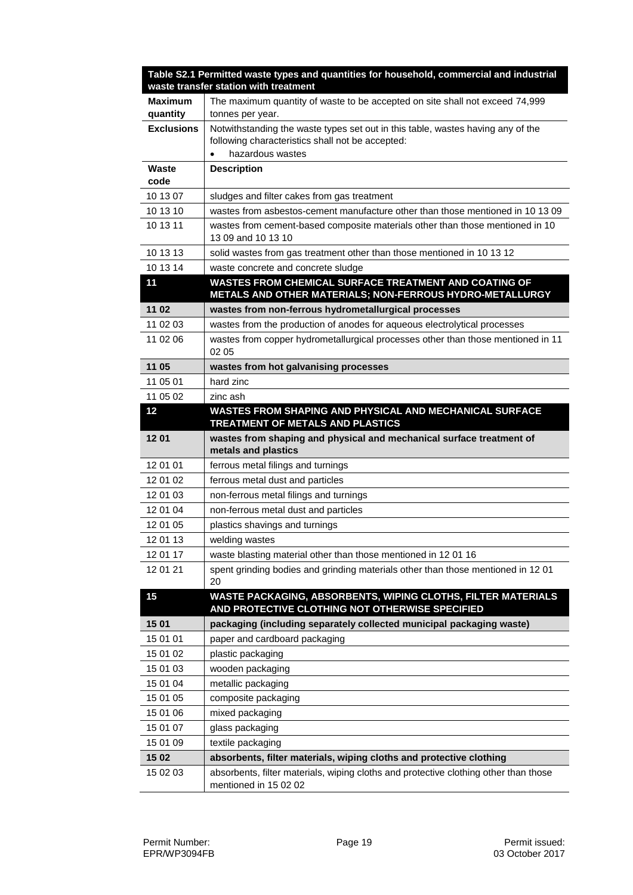| Table S2.1 Permitted waste types and quantities for household, commercial and industrial waste transfer station with treatment | |
|---|---|
| **Maximum quantity** | The maximum quantity of waste to be accepted on site shall not exceed 74,999 tonnes per year. |
| **Exclusions** | Notwithstanding the waste types set out in this table, wastes having any of the following characteristics shall not be accepted:<br>• hazardous wastes |
| **Waste code** | **Description** |
| 10 13 07 | sludges and filter cakes from gas treatment |
| 10 13 10 | wastes from asbestos-cement manufacture other than those mentioned in 10 13 09 |
| 10 13 11 | wastes from cement-based composite materials other than those mentioned in 10 13 09 and 10 13 10 |
| 10 13 13 | solid wastes from gas treatment other than those mentioned in 10 13 12 |
| 10 13 14 | waste concrete and concrete sludge |
| **11** | **WASTES FROM CHEMICAL SURFACE TREATMENT AND COATING OF METALS AND OTHER MATERIALS; NON-FERROUS HYDRO-METALLURGY** |
| **11 02** | **wastes from non-ferrous hydrometallurgical processes** |
| 11 02 03 | wastes from the production of anodes for aqueous electrolytical processes |
| 11 02 06 | wastes from copper hydrometallurgical processes other than those mentioned in 11 02 05 |
| **11 05** | **wastes from hot galvanising processes** |
| 11 05 01 | hard zinc |
| 11 05 02 | zinc ash |
| **12** | **WASTES FROM SHAPING AND PHYSICAL AND MECHANICAL SURFACE TREATMENT OF METALS AND PLASTICS** |
| **12 01** | **wastes from shaping and physical and mechanical surface treatment of metals and plastics** |
| 12 01 01 | ferrous metal filings and turnings |
| 12 01 02 | ferrous metal dust and particles |
| 12 01 03 | non-ferrous metal filings and turnings |
| 12 01 04 | non-ferrous metal dust and particles |
| 12 01 05 | plastics shavings and turnings |
| 12 01 13 | welding wastes |
| 12 01 17 | waste blasting material other than those mentioned in 12 01 16 |
| 12 01 21 | spent grinding bodies and grinding materials other than those mentioned in 12 01 20 |
| **15** | **WASTE PACKAGING, ABSORBENTS, WIPING CLOTHS, FILTER MATERIALS AND PROTECTIVE CLOTHING NOT OTHERWISE SPECIFIED** |
| **15 01** | **packaging (including separately collected municipal packaging waste)** |
| 15 01 01 | paper and cardboard packaging |
| 15 01 02 | plastic packaging |
| 15 01 03 | wooden packaging |
| 15 01 04 | metallic packaging |
| 15 01 05 | composite packaging |
| 15 01 06 | mixed packaging |
| 15 01 07 | glass packaging |
| 15 01 09 | textile packaging |
| **15 02** | **absorbents, filter materials, wiping cloths and protective clothing** |
| 15 02 03 | absorbents, filter materials, wiping cloths and protective clothing other than those mentioned in 15 02 02 |

Permit Number: EPR/WP3094FB

Permit issued: 03 October 2017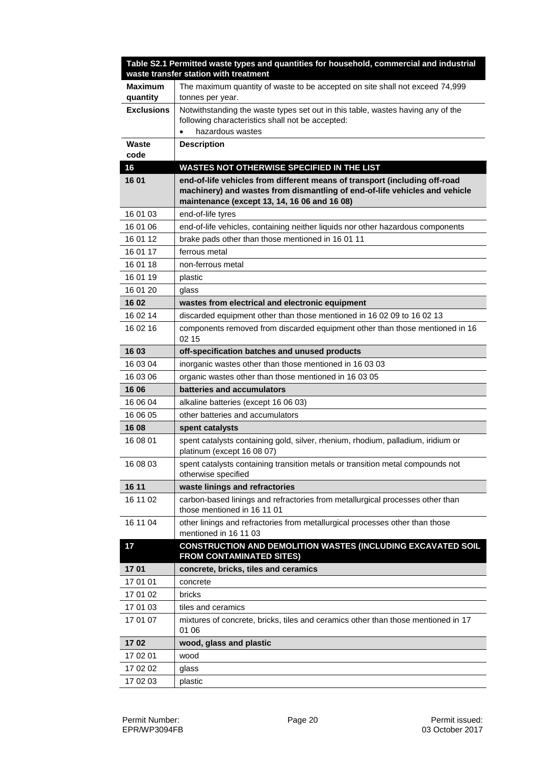| Table S2.1 Permitted waste types and quantities for household, commercial and industrial waste transfer station with treatment | |
|---|---|
| **Maximum quantity** | The maximum quantity of waste to be accepted on site shall not exceed 74,999 tonnes per year. |
| **Exclusions** | Notwithstanding the waste types set out in this table, wastes having any of the following characteristics shall not be accepted:<br>• hazardous wastes |
| **Waste code** | **Description** |
| **16** | **WASTES NOT OTHERWISE SPECIFIED IN THE LIST** |
| **16 01** | **end-of-life vehicles from different means of transport (including off-road machinery) and wastes from dismantling of end-of-life vehicles and vehicle maintenance (except 13, 14, 16 06 and 16 08)** |
| 16 01 03 | end-of-life tyres |
| 16 01 06 | end-of-life vehicles, containing neither liquids nor other hazardous components |
| 16 01 12 | brake pads other than those mentioned in 16 01 11 |
| 16 01 17 | ferrous metal |
| 16 01 18 | non-ferrous metal |
| 16 01 19 | plastic |
| 16 01 20 | glass |
| **16 02** | **wastes from electrical and electronic equipment** |
| 16 02 14 | discarded equipment other than those mentioned in 16 02 09 to 16 02 13 |
| 16 02 16 | components removed from discarded equipment other than those mentioned in 16 02 15 |
| **16 03** | **off-specification batches and unused products** |
| 16 03 04 | inorganic wastes other than those mentioned in 16 03 03 |
| 16 03 06 | organic wastes other than those mentioned in 16 03 05 |
| **16 06** | **batteries and accumulators** |
| 16 06 04 | alkaline batteries (except 16 06 03) |
| 16 06 05 | other batteries and accumulators |
| **16 08** | **spent catalysts** |
| 16 08 01 | spent catalysts containing gold, silver, rhenium, rhodium, palladium, iridium or platinum (except 16 08 07) |
| 16 08 03 | spent catalysts containing transition metals or transition metal compounds not otherwise specified |
| **16 11** | **waste linings and refractories** |
| 16 11 02 | carbon-based linings and refractories from metallurgical processes other than those mentioned in 16 11 01 |
| 16 11 04 | other linings and refractories from metallurgical processes other than those mentioned in 16 11 03 |
| **17** | **CONSTRUCTION AND DEMOLITION WASTES (INCLUDING EXCAVATED SOIL FROM CONTAMINATED SITES)** |
| **17 01** | **concrete, bricks, tiles and ceramics** |
| 17 01 01 | concrete |
| 17 01 02 | bricks |
| 17 01 03 | tiles and ceramics |
| 17 01 07 | mixtures of concrete, bricks, tiles and ceramics other than those mentioned in 17 01 06 |
| **17 02** | **wood, glass and plastic** |
| 17 02 01 | wood |
| 17 02 02 | glass |
| 17 02 03 | plastic |

Permit Number: EPR/WP3094FB

Permit issued: 03 October 2017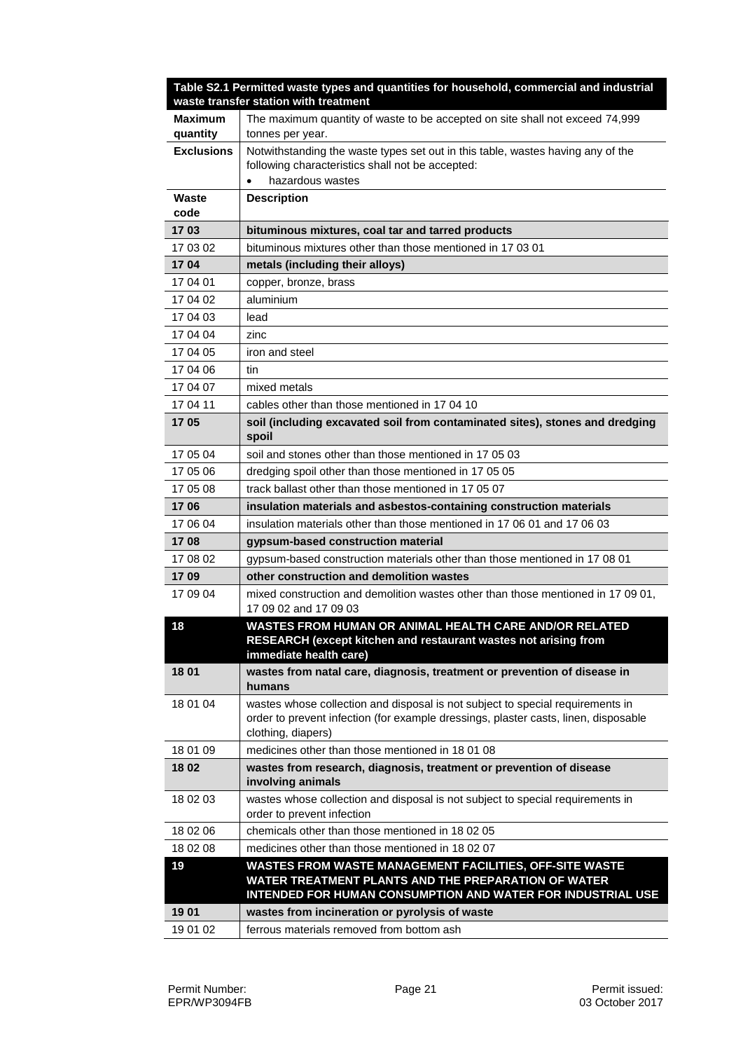| Table S2.1 Permitted waste types and quantities for household, commercial and industrial waste transfer station with treatment | |
|---|---|
| **Maximum quantity** | The maximum quantity of waste to be accepted on site shall not exceed 74,999 tonnes per year. |
| **Exclusions** | Notwithstanding the waste types set out in this table, wastes having any of the following characteristics shall not be accepted: <br>• hazardous wastes |
| **Waste code** | **Description** |
| **17 03** | **bituminous mixtures, coal tar and tarred products** |
| 17 03 02 | bituminous mixtures other than those mentioned in 17 03 01 |
| **17 04** | **metals (including their alloys)** |
| 17 04 01 | copper, bronze, brass |
| 17 04 02 | aluminium |
| 17 04 03 | lead |
| 17 04 04 | zinc |
| 17 04 05 | iron and steel |
| 17 04 06 | tin |
| 17 04 07 | mixed metals |
| 17 04 11 | cables other than those mentioned in 17 04 10 |
| **17 05** | **soil (including excavated soil from contaminated sites), stones and dredging spoil** |
| 17 05 04 | soil and stones other than those mentioned in 17 05 03 |
| 17 05 06 | dredging spoil other than those mentioned in 17 05 05 |
| 17 05 08 | track ballast other than those mentioned in 17 05 07 |
| **17 06** | **insulation materials and asbestos-containing construction materials** |
| 17 06 04 | insulation materials other than those mentioned in 17 06 01 and 17 06 03 |
| **17 08** | **gypsum-based construction material** |
| 17 08 02 | gypsum-based construction materials other than those mentioned in 17 08 01 |
| **17 09** | **other construction and demolition wastes** |
| 17 09 04 | mixed construction and demolition wastes other than those mentioned in 17 09 01, 17 09 02 and 17 09 03 |
| **18** | **WASTES FROM HUMAN OR ANIMAL HEALTH CARE AND/OR RELATED RESEARCH (except kitchen and restaurant wastes not arising from immediate health care)** |
| **18 01** | **wastes from natal care, diagnosis, treatment or prevention of disease in humans** |
| 18 01 04 | wastes whose collection and disposal is not subject to special requirements in order to prevent infection (for example dressings, plaster casts, linen, disposable clothing, diapers) |
| 18 01 09 | medicines other than those mentioned in 18 01 08 |
| **18 02** | **wastes from research, diagnosis, treatment or prevention of disease involving animals** |
| 18 02 03 | wastes whose collection and disposal is not subject to special requirements in order to prevent infection |
| 18 02 06 | chemicals other than those mentioned in 18 02 05 |
| 18 02 08 | medicines other than those mentioned in 18 02 07 |
| **19** | **WASTES FROM WASTE MANAGEMENT FACILITIES, OFF-SITE WASTE WATER TREATMENT PLANTS AND THE PREPARATION OF WATER INTENDED FOR HUMAN CONSUMPTION AND WATER FOR INDUSTRIAL USE** |
| **19 01** | **wastes from incineration or pyrolysis of waste** |
| 19 01 02 | ferrous materials removed from bottom ash |

Permit Number: EPR/WP3094FB | Permit issued: 03 October 2017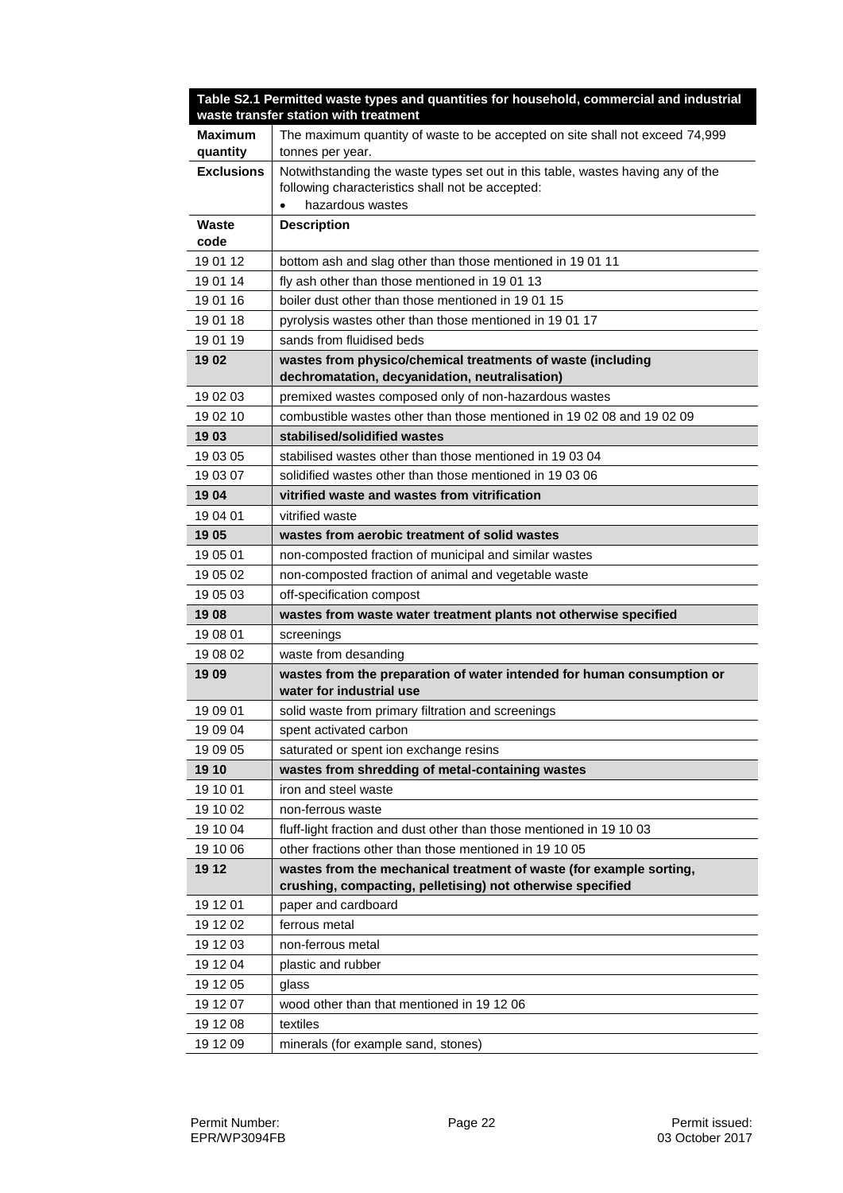| Table S2.1 Permitted waste types and quantities for household, commercial and industrial waste transfer station with treatment | |
|---|---|
| **Maximum quantity** | The maximum quantity of waste to be accepted on site shall not exceed 74,999 tonnes per year. |
| **Exclusions** | Notwithstanding the waste types set out in this table, wastes having any of the following characteristics shall not be accepted: <br>• hazardous wastes |
| **Waste code** | **Description** |
| 19 01 12 | bottom ash and slag other than those mentioned in 19 01 11 |
| 19 01 14 | fly ash other than those mentioned in 19 01 13 |
| 19 01 16 | boiler dust other than those mentioned in 19 01 15 |
| 19 01 18 | pyrolysis wastes other than those mentioned in 19 01 17 |
| 19 01 19 | sands from fluidised beds |
| **19 02** | **wastes from physico/chemical treatments of waste (including dechromatation, decyanidation, neutralisation)** |
| 19 02 03 | premixed wastes composed only of non-hazardous wastes |
| 19 02 10 | combustible wastes other than those mentioned in 19 02 08 and 19 02 09 |
| **19 03** | **stabilised/solidified wastes** |
| 19 03 05 | stabilised wastes other than those mentioned in 19 03 04 |
| 19 03 07 | solidified wastes other than those mentioned in 19 03 06 |
| **19 04** | **vitrified waste and wastes from vitrification** |
| 19 04 01 | vitrified waste |
| **19 05** | **wastes from aerobic treatment of solid wastes** |
| 19 05 01 | non-composted fraction of municipal and similar wastes |
| 19 05 02 | non-composted fraction of animal and vegetable waste |
| 19 05 03 | off-specification compost |
| **19 08** | **wastes from waste water treatment plants not otherwise specified** |
| 19 08 01 | screenings |
| 19 08 02 | waste from desanding |
| **19 09** | **wastes from the preparation of water intended for human consumption or water for industrial use** |
| 19 09 01 | solid waste from primary filtration and screenings |
| 19 09 04 | spent activated carbon |
| 19 09 05 | saturated or spent ion exchange resins |
| **19 10** | **wastes from shredding of metal-containing wastes** |
| 19 10 01 | iron and steel waste |
| 19 10 02 | non-ferrous waste |
| 19 10 04 | fluff-light fraction and dust other than those mentioned in 19 10 03 |
| 19 10 06 | other fractions other than those mentioned in 19 10 05 |
| **19 12** | **wastes from the mechanical treatment of waste (for example sorting, crushing, compacting, pelletising) not otherwise specified** |
| 19 12 01 | paper and cardboard |
| 19 12 02 | ferrous metal |
| 19 12 03 | non-ferrous metal |
| 19 12 04 | plastic and rubber |
| 19 12 05 | glass |
| 19 12 07 | wood other than that mentioned in 19 12 06 |
| 19 12 08 | textiles |
| 19 12 09 | minerals (for example sand, stones) |

Permit Number: EPR/WP3094FB

Permit issued: 03 October 2017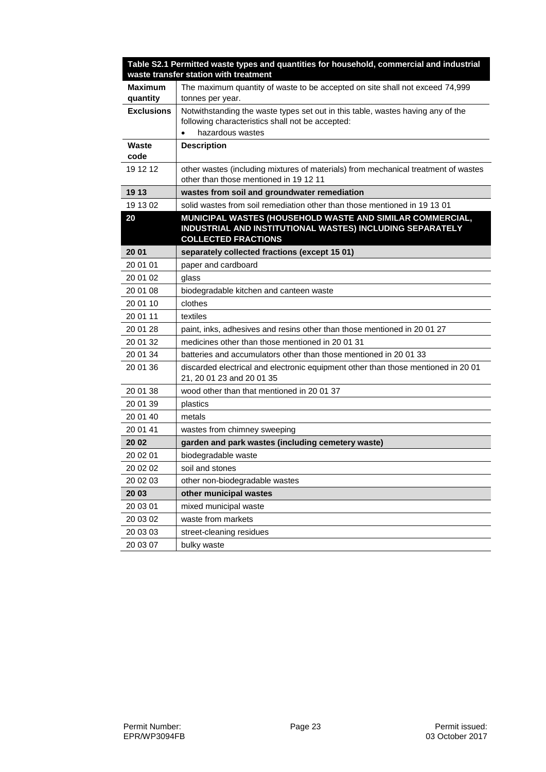| Table S2.1 Permitted waste types and quantities for household, commercial and industrial waste transfer station with treatment | |
|---|---|
| **Maximum quantity** | The maximum quantity of waste to be accepted on site shall not exceed 74,999 tonnes per year. |
| **Exclusions** | Notwithstanding the waste types set out in this table, wastes having any of the following characteristics shall not be accepted:<br>• hazardous wastes |
| **Waste code** | **Description** |
| 19 12 12 | other wastes (including mixtures of materials) from mechanical treatment of wastes other than those mentioned in 19 12 11 |
| **19 13** | **wastes from soil and groundwater remediation** |
| 19 13 02 | solid wastes from soil remediation other than those mentioned in 19 13 01 |
| **20** | **MUNICIPAL WASTES (HOUSEHOLD WASTE AND SIMILAR COMMERCIAL, INDUSTRIAL AND INSTITUTIONAL WASTES) INCLUDING SEPARATELY COLLECTED FRACTIONS** |
| **20 01** | **separately collected fractions (except 15 01)** |
| 20 01 01 | paper and cardboard |
| 20 01 02 | glass |
| 20 01 08 | biodegradable kitchen and canteen waste |
| 20 01 10 | clothes |
| 20 01 11 | textiles |
| 20 01 28 | paint, inks, adhesives and resins other than those mentioned in 20 01 27 |
| 20 01 32 | medicines other than those mentioned in 20 01 31 |
| 20 01 34 | batteries and accumulators other than those mentioned in 20 01 33 |
| 20 01 36 | discarded electrical and electronic equipment other than those mentioned in 20 01 21, 20 01 23 and 20 01 35 |
| 20 01 38 | wood other than that mentioned in 20 01 37 |
| 20 01 39 | plastics |
| 20 01 40 | metals |
| 20 01 41 | wastes from chimney sweeping |
| **20 02** | **garden and park wastes (including cemetery waste)** |
| 20 02 01 | biodegradable waste |
| 20 02 02 | soil and stones |
| 20 02 03 | other non-biodegradable wastes |
| **20 03** | **other municipal wastes** |
| 20 03 01 | mixed municipal waste |
| 20 03 02 | waste from markets |
| 20 03 03 | street-cleaning residues |
| 20 03 07 | bulky waste |

Permit Number: EPR/WP3094FB

Permit issued: 03 October 2017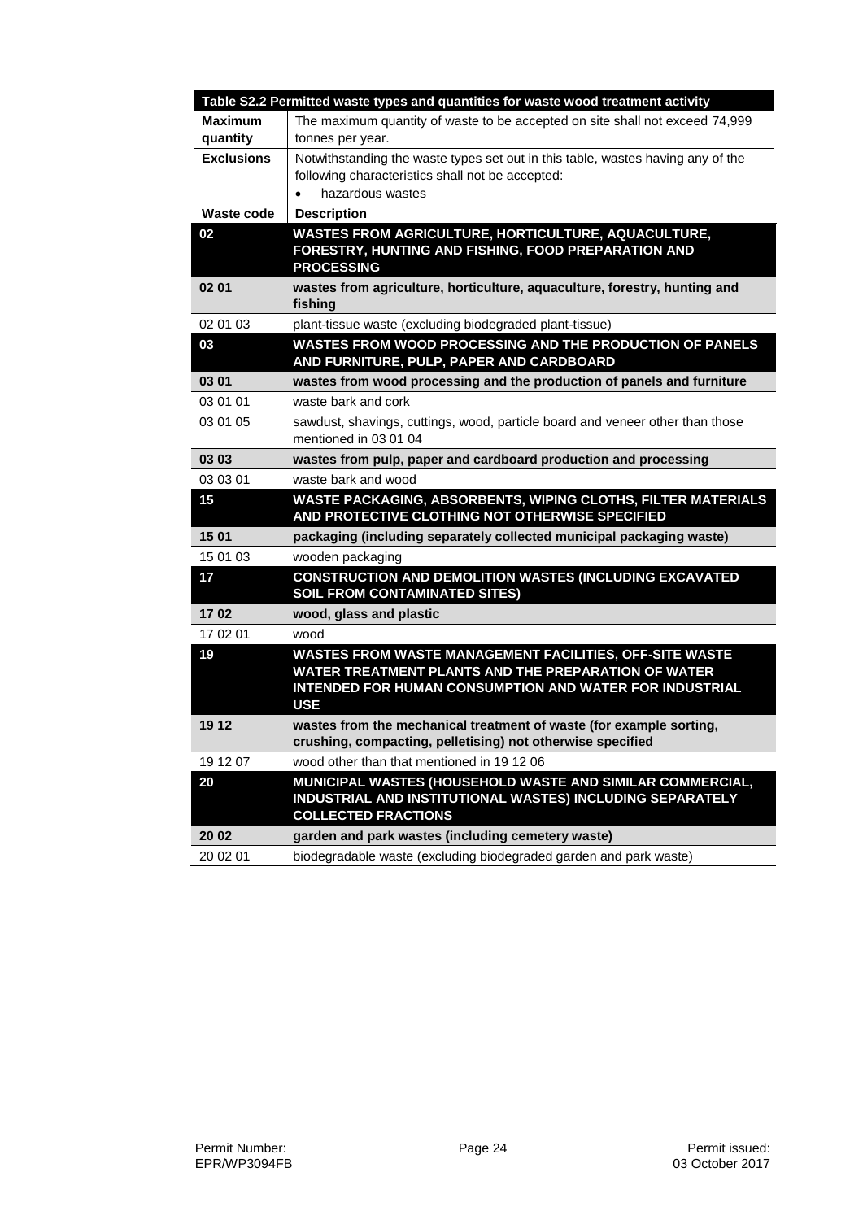| Table S2.2 Permitted waste types and quantities for waste wood treatment activity | |
|---|---|
| **Maximum quantity** | The maximum quantity of waste to be accepted on site shall not exceed 74,999 tonnes per year. |
| **Exclusions** | Notwithstanding the waste types set out in this table, wastes having any of the following characteristics shall not be accepted:<br>• hazardous wastes |
| **Waste code** | **Description** |
| **02** | **WASTES FROM AGRICULTURE, HORTICULTURE, AQUACULTURE, FORESTRY, HUNTING AND FISHING, FOOD PREPARATION AND PROCESSING** |
| **02 01** | **wastes from agriculture, horticulture, aquaculture, forestry, hunting and fishing** |
| 02 01 03 | plant-tissue waste (excluding biodegraded plant-tissue) |
| **03** | **WASTES FROM WOOD PROCESSING AND THE PRODUCTION OF PANELS AND FURNITURE, PULP, PAPER AND CARDBOARD** |
| **03 01** | **wastes from wood processing and the production of panels and furniture** |
| 03 01 01 | waste bark and cork |
| 03 01 05 | sawdust, shavings, cuttings, wood, particle board and veneer other than those mentioned in 03 01 04 |
| **03 03** | **wastes from pulp, paper and cardboard production and processing** |
| 03 03 01 | waste bark and wood |
| **15** | **WASTE PACKAGING, ABSORBENTS, WIPING CLOTHS, FILTER MATERIALS AND PROTECTIVE CLOTHING NOT OTHERWISE SPECIFIED** |
| **15 01** | **packaging (including separately collected municipal packaging waste)** |
| 15 01 03 | wooden packaging |
| **17** | **CONSTRUCTION AND DEMOLITION WASTES (INCLUDING EXCAVATED SOIL FROM CONTAMINATED SITES)** |
| **17 02** | **wood, glass and plastic** |
| 17 02 01 | wood |
| **19** | **WASTES FROM WASTE MANAGEMENT FACILITIES, OFF-SITE WASTE WATER TREATMENT PLANTS AND THE PREPARATION OF WATER INTENDED FOR HUMAN CONSUMPTION AND WATER FOR INDUSTRIAL USE** |
| **19 12** | **wastes from the mechanical treatment of waste (for example sorting, crushing, compacting, pelletising) not otherwise specified** |
| 19 12 07 | wood other than that mentioned in 19 12 06 |
| **20** | **MUNICIPAL WASTES (HOUSEHOLD WASTE AND SIMILAR COMMERCIAL, INDUSTRIAL AND INSTITUTIONAL WASTES) INCLUDING SEPARATELY COLLECTED FRACTIONS** |
| **20 02** | **garden and park wastes (including cemetery waste)** |
| 20 02 01 | biodegradable waste (excluding biodegraded garden and park waste) |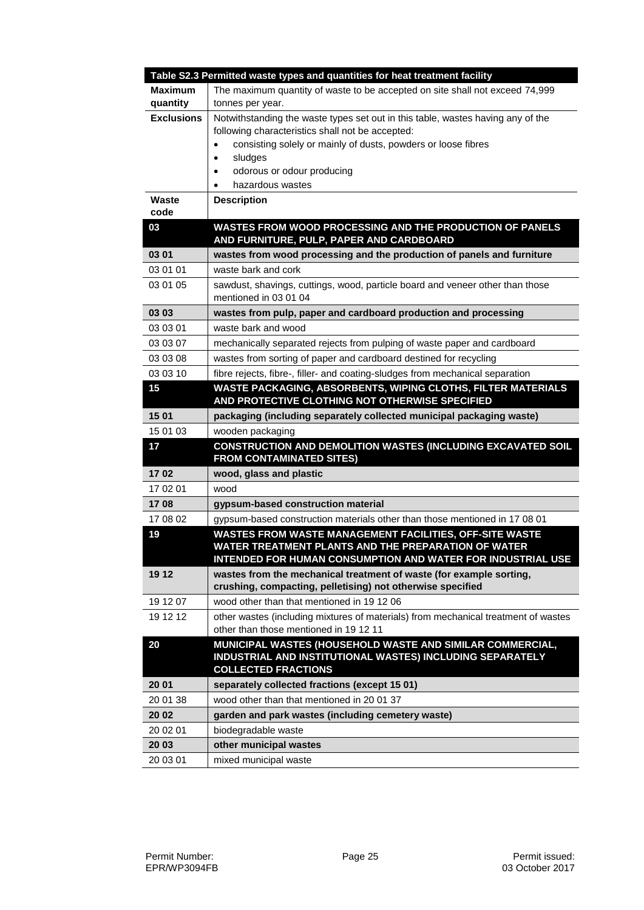| Table S2.3 Permitted waste types and quantities for heat treatment facility | |
|---|---|
| **Maximum quantity** | The maximum quantity of waste to be accepted on site shall not exceed 74,999 tonnes per year. |
| **Exclusions** | Notwithstanding the waste types set out in this table, wastes having any of the following characteristics shall not be accepted:<br>• consisting solely or mainly of dusts, powders or loose fibres<br>• sludges<br>• odorous or odour producing<br>• hazardous wastes |
| **Waste code** | **Description** |
| **03** | **WASTES FROM WOOD PROCESSING AND THE PRODUCTION OF PANELS AND FURNITURE, PULP, PAPER AND CARDBOARD** |
| **03 01** | **wastes from wood processing and the production of panels and furniture** |
| 03 01 01 | waste bark and cork |
| 03 01 05 | sawdust, shavings, cuttings, wood, particle board and veneer other than those mentioned in 03 01 04 |
| **03 03** | **wastes from pulp, paper and cardboard production and processing** |
| 03 03 01 | waste bark and wood |
| 03 03 07 | mechanically separated rejects from pulping of waste paper and cardboard |
| 03 03 08 | wastes from sorting of paper and cardboard destined for recycling |
| 03 03 10 | fibre rejects, fibre-, filler- and coating-sludges from mechanical separation |
| **15** | **WASTE PACKAGING, ABSORBENTS, WIPING CLOTHS, FILTER MATERIALS AND PROTECTIVE CLOTHING NOT OTHERWISE SPECIFIED** |
| **15 01** | **packaging (including separately collected municipal packaging waste)** |
| 15 01 03 | wooden packaging |
| **17** | **CONSTRUCTION AND DEMOLITION WASTES (INCLUDING EXCAVATED SOIL FROM CONTAMINATED SITES)** |
| **17 02** | **wood, glass and plastic** |
| 17 02 01 | wood |
| **17 08** | **gypsum-based construction material** |
| 17 08 02 | gypsum-based construction materials other than those mentioned in 17 08 01 |
| **19** | **WASTES FROM WASTE MANAGEMENT FACILITIES, OFF-SITE WASTE WATER TREATMENT PLANTS AND THE PREPARATION OF WATER INTENDED FOR HUMAN CONSUMPTION AND WATER FOR INDUSTRIAL USE** |
| **19 12** | **wastes from the mechanical treatment of waste (for example sorting, crushing, compacting, pelletising) not otherwise specified** |
| 19 12 07 | wood other than that mentioned in 19 12 06 |
| 19 12 12 | other wastes (including mixtures of materials) from mechanical treatment of wastes other than those mentioned in 19 12 11 |
| **20** | **MUNICIPAL WASTES (HOUSEHOLD WASTE AND SIMILAR COMMERCIAL, INDUSTRIAL AND INSTITUTIONAL WASTES) INCLUDING SEPARATELY COLLECTED FRACTIONS** |
| **20 01** | **separately collected fractions (except 15 01)** |
| 20 01 38 | wood other than that mentioned in 20 01 37 |
| **20 02** | **garden and park wastes (including cemetery waste)** |
| 20 02 01 | biodegradable waste |
| **20 03** | **other municipal wastes** |
| 20 03 01 | mixed municipal waste |

Permit Number: EPR/WP3094FB

Permit issued: 03 October 2017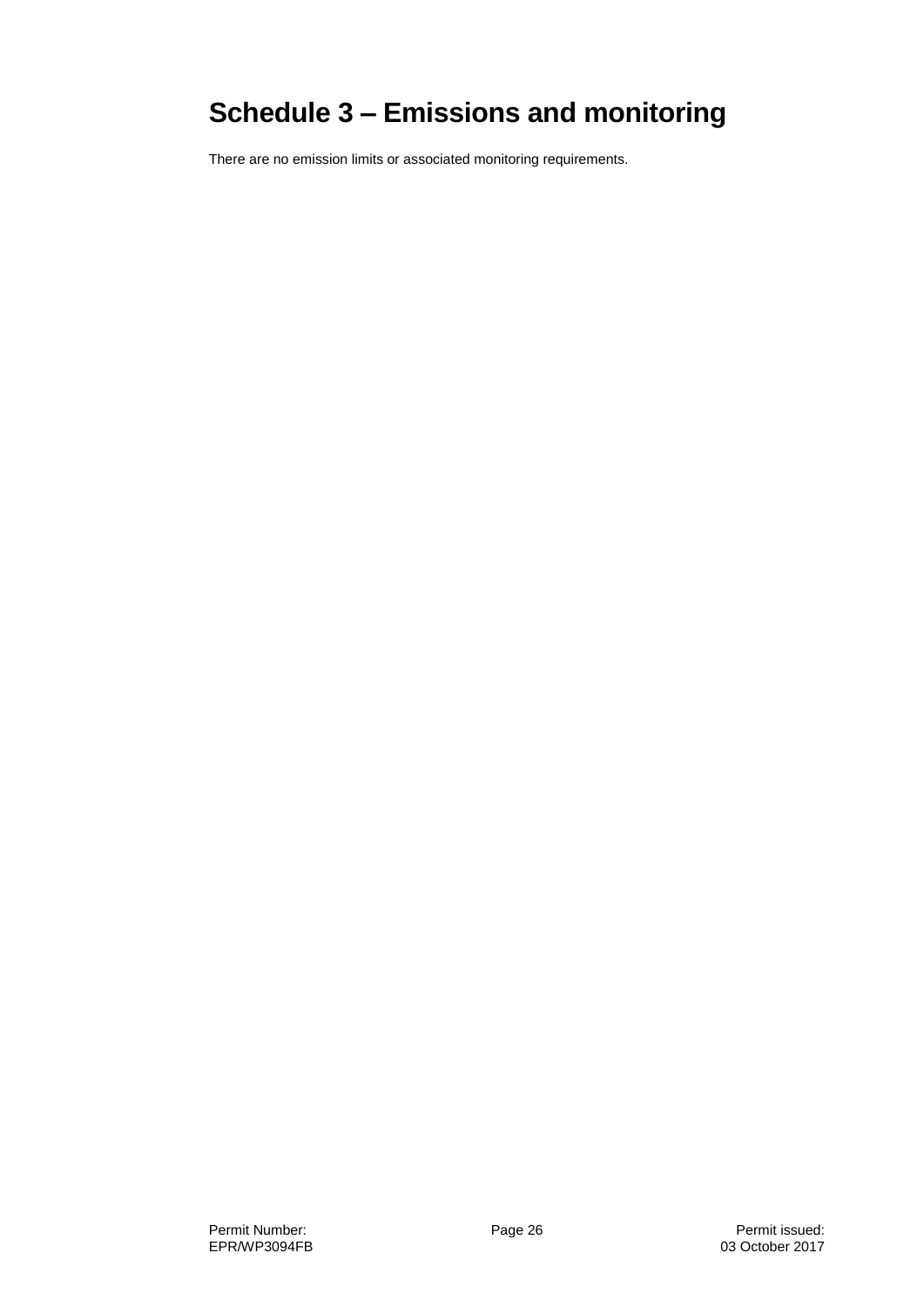# Schedule 3 – Emissions and monitoring

There are no emission limits or associated monitoring requirements.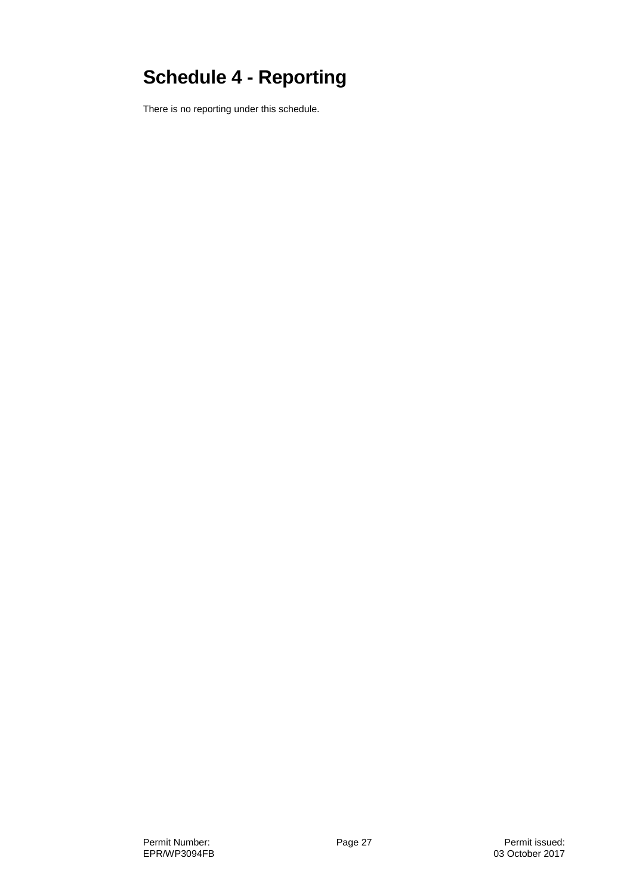# Schedule 4 - Reporting

There is no reporting under this schedule.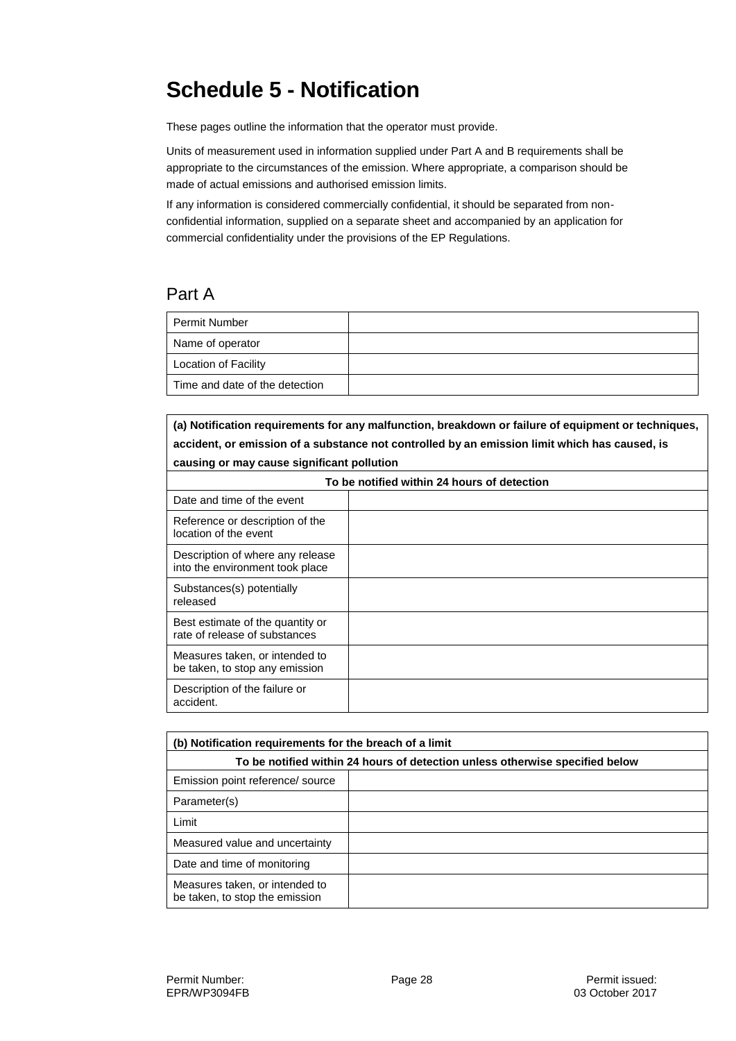# Schedule 5 - Notification

These pages outline the information that the operator must provide.

Units of measurement used in information supplied under Part A and B requirements shall be appropriate to the circumstances of the emission. Where appropriate, a comparison should be made of actual emissions and authorised emission limits.

If any information is considered commercially confidential, it should be separated from non-confidential information, supplied on a separate sheet and accompanied by an application for commercial confidentiality under the provisions of the EP Regulations.

## Part A

| | |
|---|---|
| Permit Number | |
| Name of operator | |
| Location of Facility | |
| Time and date of the detection | |

| **(a) Notification requirements for any malfunction, breakdown or failure of equipment or techniques, accident, or emission of a substance not controlled by an emission limit which has caused, is causing or may cause significant pollution** | |
|---|---|
| **To be notified within 24 hours of detection** | |
| Date and time of the event | |
| Reference or description of the location of the event | |
| Description of where any release into the environment took place | |
| Substances(s) potentially released | |
| Best estimate of the quantity or rate of release of substances | |
| Measures taken, or intended to be taken, to stop any emission | |
| Description of the failure or accident. | |

| **(b) Notification requirements for the breach of a limit** | |
|---|---|
| **To be notified within 24 hours of detection unless otherwise specified below** | |
| Emission point reference/ source | |
| Parameter(s) | |
| Limit | |
| Measured value and uncertainty | |
| Date and time of monitoring | |
| Measures taken, or intended to be taken, to stop the emission | |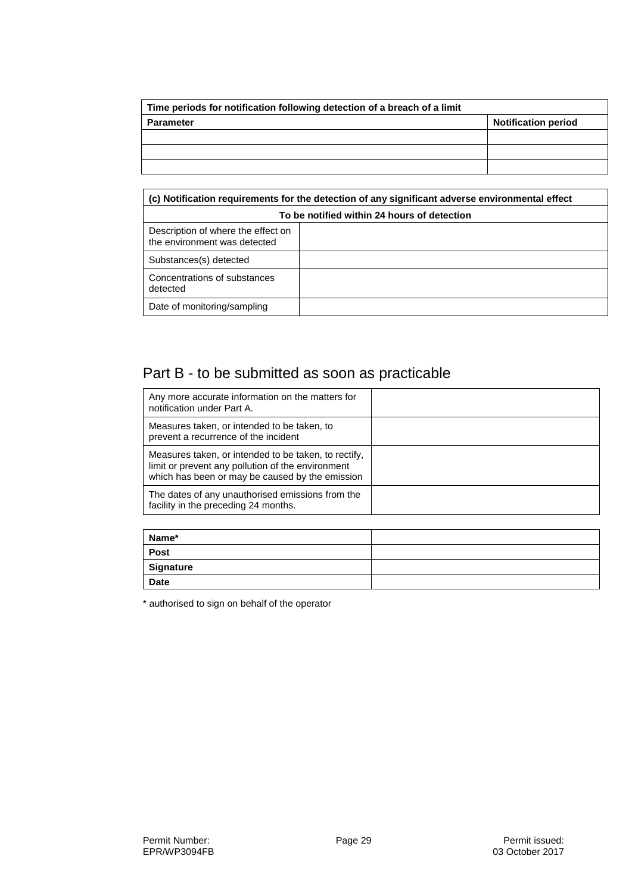| Time periods for notification following detection of a breach of a limit | |
|---|---|
| **Parameter** | **Notification period** |
| | |
| | |
| | |

| (c) Notification requirements for the detection of any significant adverse environmental effect | |
|---|---|
| **To be notified within 24 hours of detection** | |
| Description of where the effect on the environment was detected | |
| Substances(s) detected | |
| Concentrations of substances detected | |
| Date of monitoring/sampling | |

## Part B - to be submitted as soon as practicable

| | |
|---|---|
| Any more accurate information on the matters for notification under Part A. | |
| Measures taken, or intended to be taken, to prevent a recurrence of the incident | |
| Measures taken, or intended to be taken, to rectify, limit or prevent any pollution of the environment which has been or may be caused by the emission | |
| The dates of any unauthorised emissions from the facility in the preceding 24 months. | |

| | |
|---|---|
| **Name*** | |
| **Post** | |
| **Signature** | |
| **Date** | |

* authorised to sign on behalf of the operator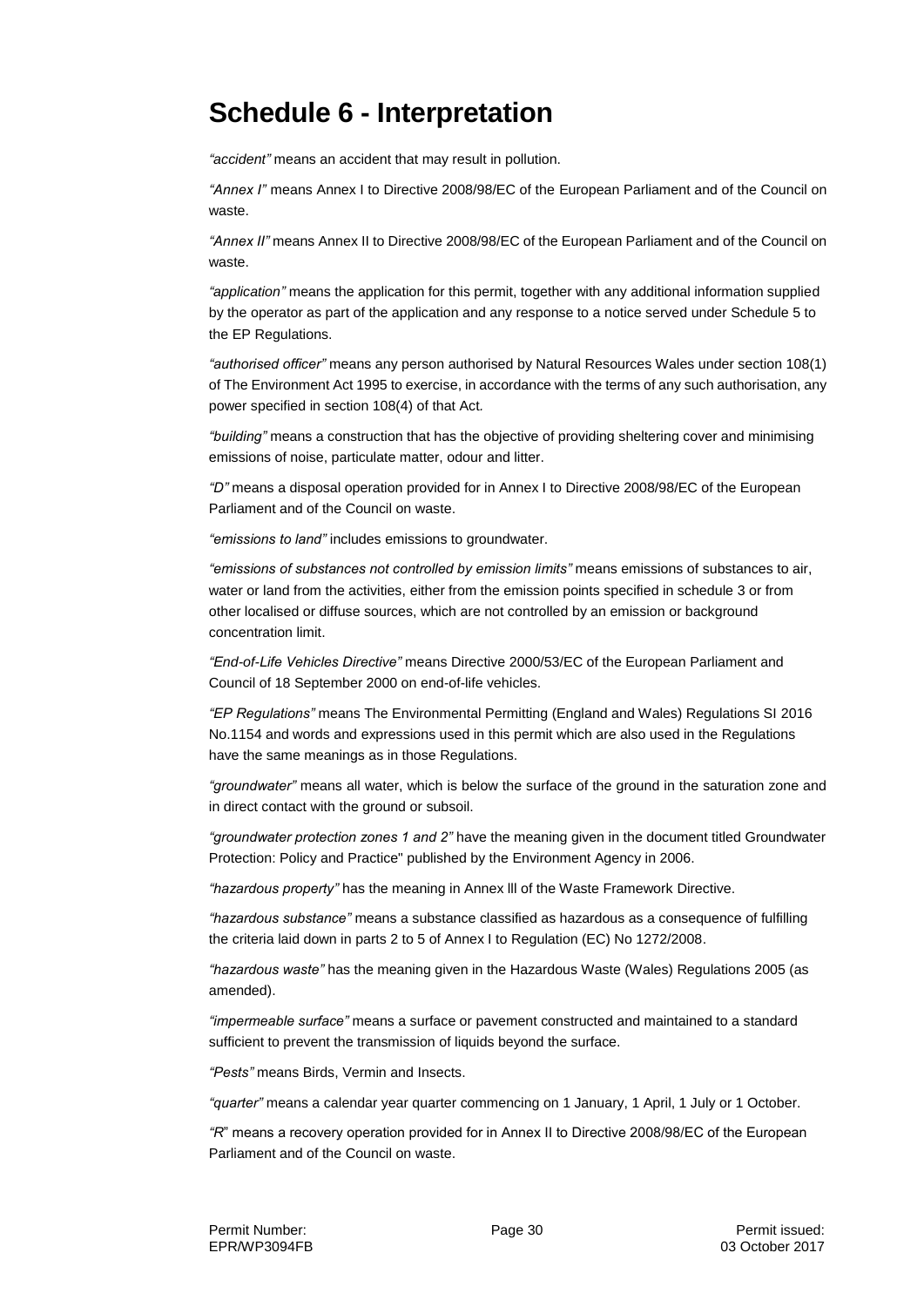# Schedule 6 - Interpretation

*"accident"* means an accident that may result in pollution.

*"Annex I"* means Annex I to Directive 2008/98/EC of the European Parliament and of the Council on waste.

*"Annex II"* means Annex II to Directive 2008/98/EC of the European Parliament and of the Council on waste.

*"application"* means the application for this permit, together with any additional information supplied by the operator as part of the application and any response to a notice served under Schedule 5 to the EP Regulations.

*"authorised officer"* means any person authorised by Natural Resources Wales under section 108(1) of The Environment Act 1995 to exercise, in accordance with the terms of any such authorisation, any power specified in section 108(4) of that Act.

*"building"* means a construction that has the objective of providing sheltering cover and minimising emissions of noise, particulate matter, odour and litter.

*"D"* means a disposal operation provided for in Annex I to Directive 2008/98/EC of the European Parliament and of the Council on waste.

*"emissions to land"* includes emissions to groundwater.

*"emissions of substances not controlled by emission limits"* means emissions of substances to air, water or land from the activities, either from the emission points specified in schedule 3 or from other localised or diffuse sources, which are not controlled by an emission or background concentration limit.

*"End-of-Life Vehicles Directive"* means Directive 2000/53/EC of the European Parliament and Council of 18 September 2000 on end-of-life vehicles.

*"EP Regulations"* means The Environmental Permitting (England and Wales) Regulations SI 2016 No.1154 and words and expressions used in this permit which are also used in the Regulations have the same meanings as in those Regulations.

*"groundwater"* means all water, which is below the surface of the ground in the saturation zone and in direct contact with the ground or subsoil.

*"groundwater protection zones 1 and 2"* have the meaning given in the document titled Groundwater Protection: Policy and Practice" published by the Environment Agency in 2006.

*"hazardous property"* has the meaning in Annex lll of the Waste Framework Directive.

*"hazardous substance"* means a substance classified as hazardous as a consequence of fulfilling the criteria laid down in parts 2 to 5 of Annex I to Regulation (EC) No 1272/2008.

*"hazardous waste"* has the meaning given in the Hazardous Waste (Wales) Regulations 2005 (as amended).

*"impermeable surface"* means a surface or pavement constructed and maintained to a standard sufficient to prevent the transmission of liquids beyond the surface.

*"Pests"* means Birds, Vermin and Insects.

*"quarter"* means a calendar year quarter commencing on 1 January, 1 April, 1 July or 1 October.

*"R"* means a recovery operation provided for in Annex II to Directive 2008/98/EC of the European Parliament and of the Council on waste.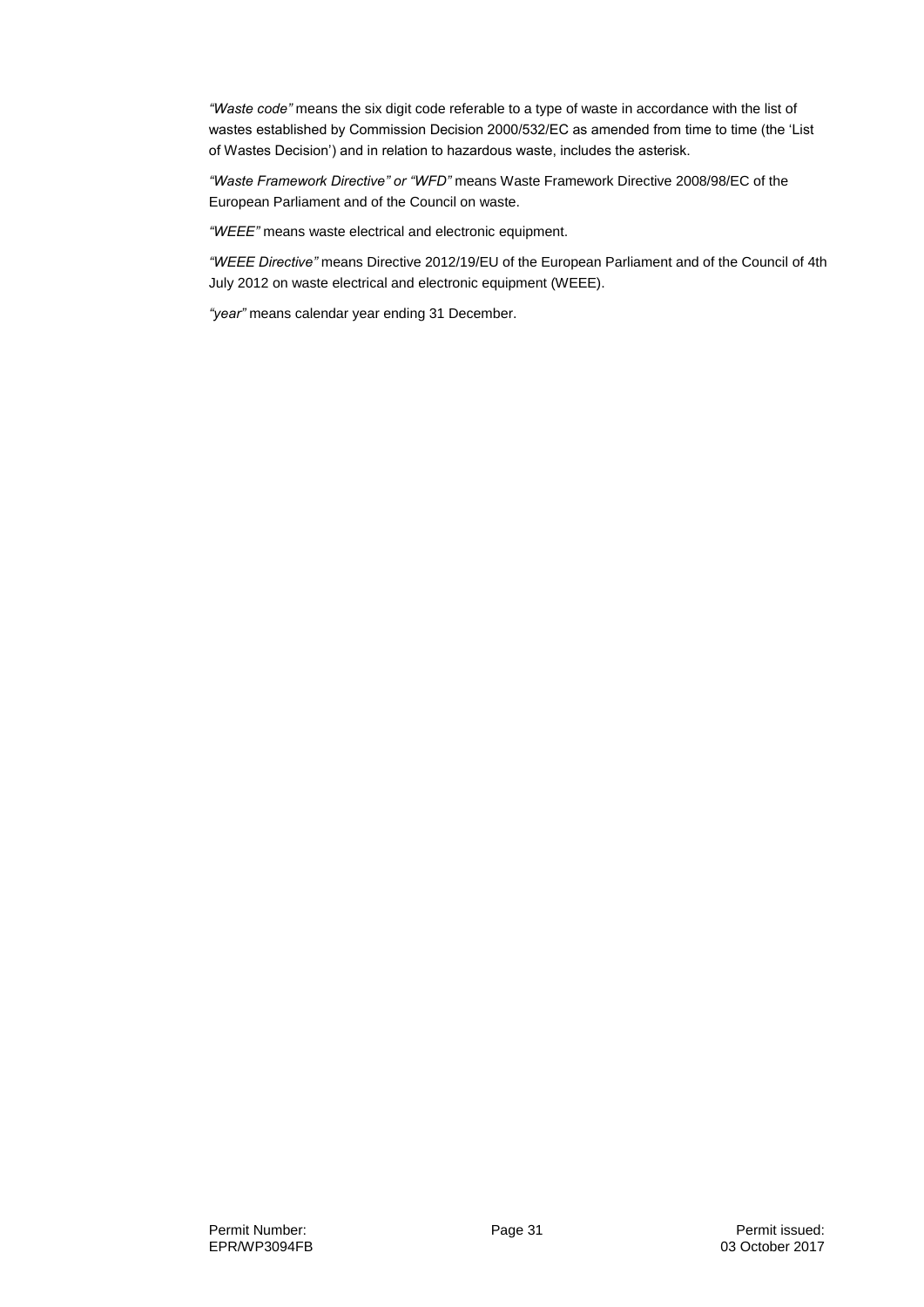*"Waste code"* means the six digit code referable to a type of waste in accordance with the list of wastes established by Commission Decision 2000/532/EC as amended from time to time (the 'List of Wastes Decision') and in relation to hazardous waste, includes the asterisk.

*"Waste Framework Directive" or "WFD"* means Waste Framework Directive 2008/98/EC of the European Parliament and of the Council on waste.

*"WEEE"* means waste electrical and electronic equipment.

*"WEEE Directive"* means Directive 2012/19/EU of the European Parliament and of the Council of 4th July 2012 on waste electrical and electronic equipment (WEEE).

*"year"* means calendar year ending 31 December.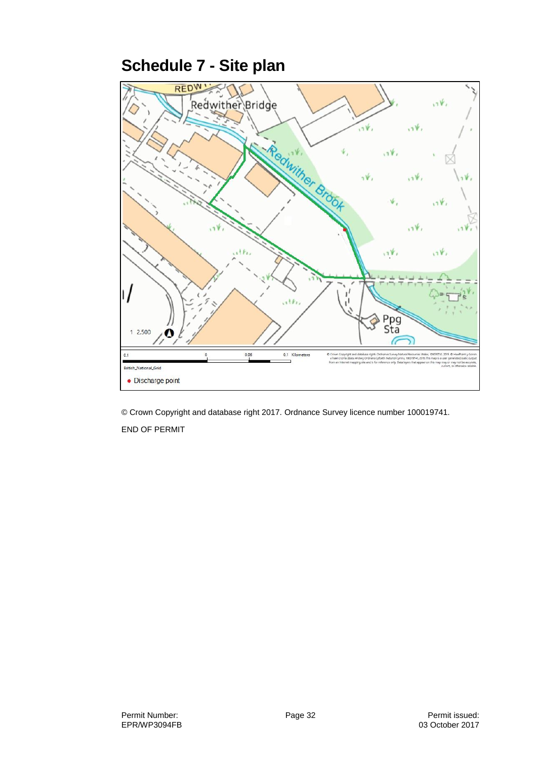# Schedule 7 - Site plan

REDW

Redwither Bridge

Redwither Brook

Ppg Sta

1 2,500

0.1 0 0.05 0.1 Kilometers

British_National_Grid

Discharge point

© Crown Copyright and database right 2017. Ordnance Survey licence number 100019741.

END OF PERMIT